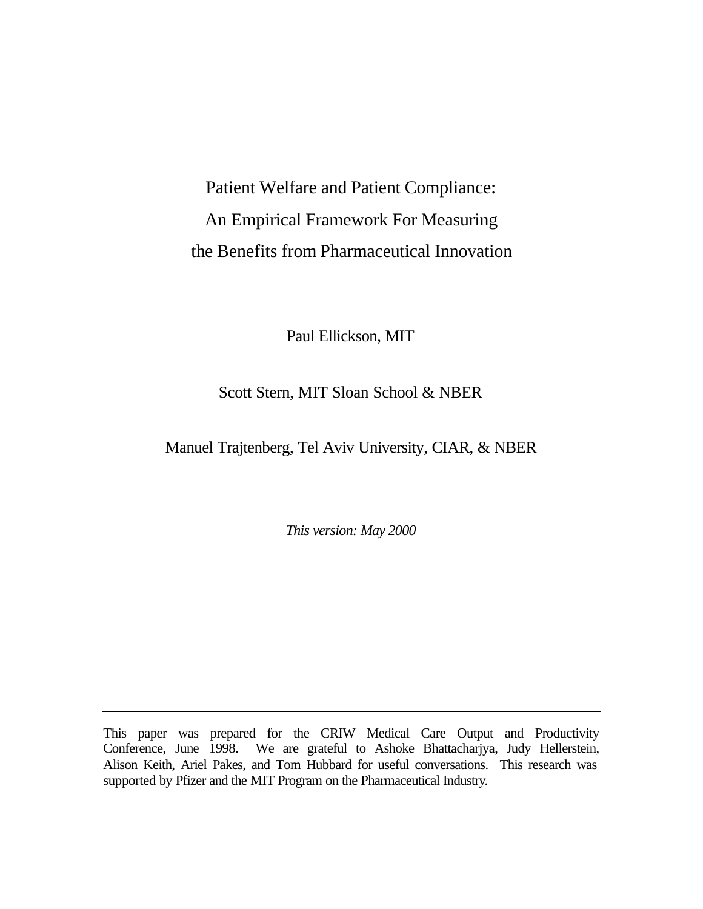# Patient Welfare and Patient Compliance: An Empirical Framework For Measuring the Benefits from Pharmaceutical Innovation

Paul Ellickson, MIT

Scott Stern, MIT Sloan School & NBER

Manuel Trajtenberg, Tel Aviv University, CIAR, & NBER

*This version: May 2000*

---

This paper was prepared for the CRIW Medical Care Output and Productivity Conference, June 1998. We are grateful to Ashoke Bhattacharjya, Judy Hellerstein, Alison Keith, Ariel Pakes, and Tom Hubbard for useful conversations. This research was supported by Pfizer and the MIT Program on the Pharmaceutical Industry.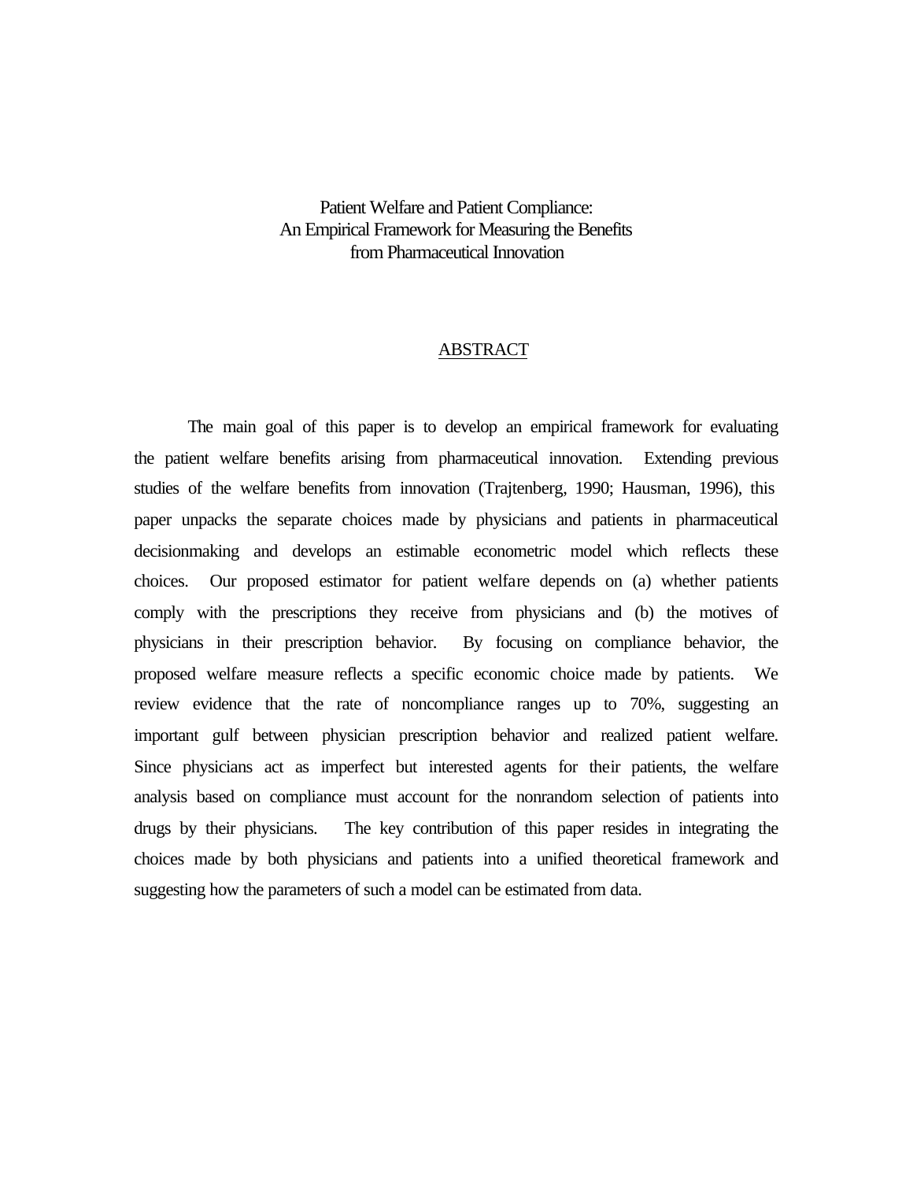# Patient Welfare and Patient Compliance:
# An Empirical Framework for Measuring the Benefits from Pharmaceutical Innovation

## ABSTRACT

The main goal of this paper is to develop an empirical framework for evaluating the patient welfare benefits arising from pharmaceutical innovation. Extending previous studies of the welfare benefits from innovation (Trajtenberg, 1990; Hausman, 1996), this paper unpacks the separate choices made by physicians and patients in pharmaceutical decisionmaking and develops an estimable econometric model which reflects these choices. Our proposed estimator for patient welfare depends on (a) whether patients comply with the prescriptions they receive from physicians and (b) the motives of physicians in their prescription behavior. By focusing on compliance behavior, the proposed welfare measure reflects a specific economic choice made by patients. We review evidence that the rate of noncompliance ranges up to 70%, suggesting an important gulf between physician prescription behavior and realized patient welfare. Since physicians act as imperfect but interested agents for their patients, the welfare analysis based on compliance must account for the nonrandom selection of patients into drugs by their physicians. The key contribution of this paper resides in integrating the choices made by both physicians and patients into a unified theoretical framework and suggesting how the parameters of such a model can be estimated from data.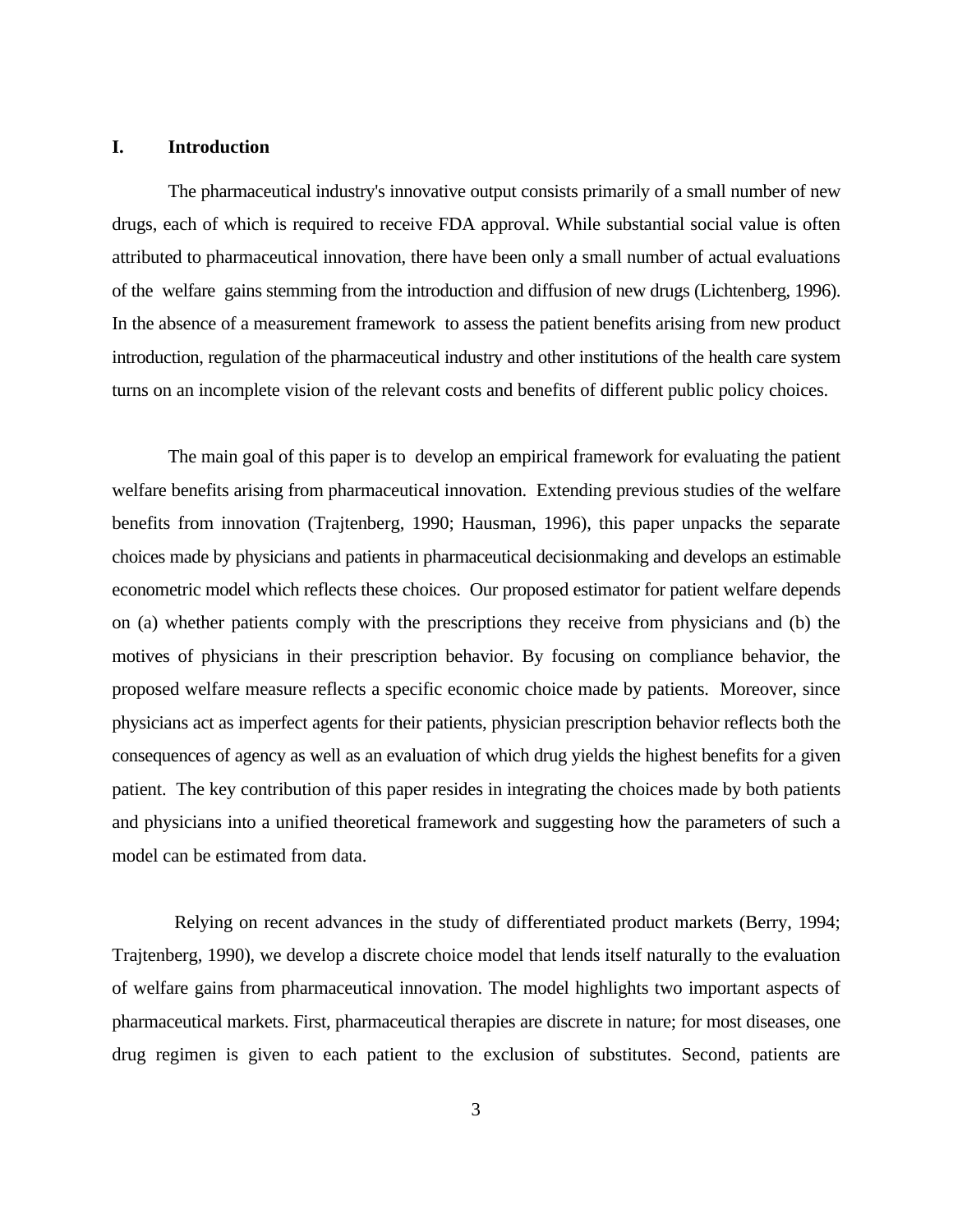## I. Introduction

The pharmaceutical industry's innovative output consists primarily of a small number of new drugs, each of which is required to receive FDA approval. While substantial social value is often attributed to pharmaceutical innovation, there have been only a small number of actual evaluations of the welfare gains stemming from the introduction and diffusion of new drugs (Lichtenberg, 1996). In the absence of a measurement framework to assess the patient benefits arising from new product introduction, regulation of the pharmaceutical industry and other institutions of the health care system turns on an incomplete vision of the relevant costs and benefits of different public policy choices.

The main goal of this paper is to develop an empirical framework for evaluating the patient welfare benefits arising from pharmaceutical innovation. Extending previous studies of the welfare benefits from innovation (Trajtenberg, 1990; Hausman, 1996), this paper unpacks the separate choices made by physicians and patients in pharmaceutical decisionmaking and develops an estimable econometric model which reflects these choices. Our proposed estimator for patient welfare depends on (a) whether patients comply with the prescriptions they receive from physicians and (b) the motives of physicians in their prescription behavior. By focusing on compliance behavior, the proposed welfare measure reflects a specific economic choice made by patients. Moreover, since physicians act as imperfect agents for their patients, physician prescription behavior reflects both the consequences of agency as well as an evaluation of which drug yields the highest benefits for a given patient. The key contribution of this paper resides in integrating the choices made by both patients and physicians into a unified theoretical framework and suggesting how the parameters of such a model can be estimated from data.

Relying on recent advances in the study of differentiated product markets (Berry, 1994; Trajtenberg, 1990), we develop a discrete choice model that lends itself naturally to the evaluation of welfare gains from pharmaceutical innovation. The model highlights two important aspects of pharmaceutical markets. First, pharmaceutical therapies are discrete in nature; for most diseases, one drug regimen is given to each patient to the exclusion of substitutes. Second, patients are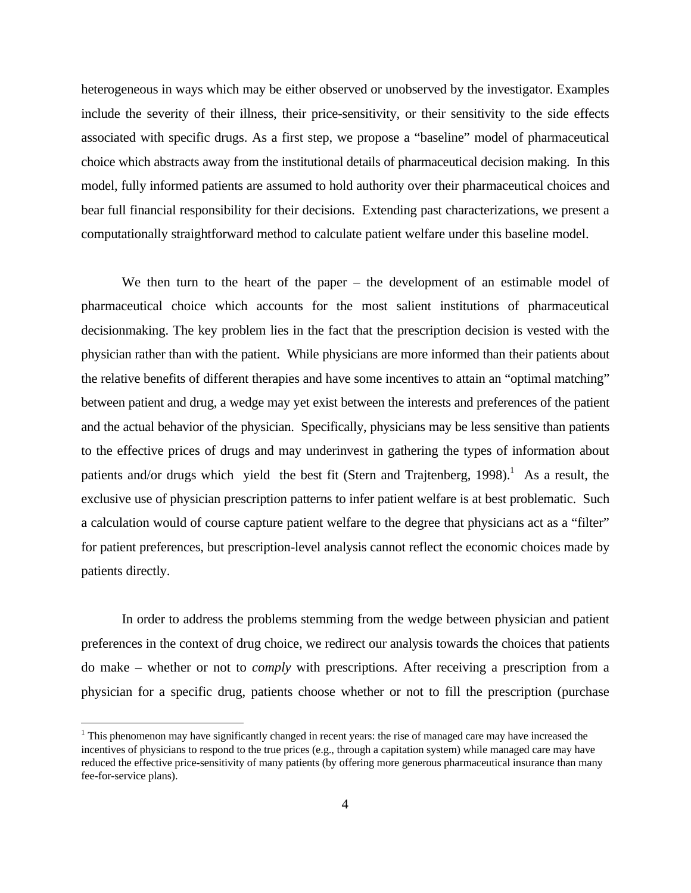heterogeneous in ways which may be either observed or unobserved by the investigator. Examples include the severity of their illness, their price-sensitivity, or their sensitivity to the side effects associated with specific drugs. As a first step, we propose a "baseline" model of pharmaceutical choice which abstracts away from the institutional details of pharmaceutical decision making. In this model, fully informed patients are assumed to hold authority over their pharmaceutical choices and bear full financial responsibility for their decisions. Extending past characterizations, we present a computationally straightforward method to calculate patient welfare under this baseline model.

We then turn to the heart of the paper – the development of an estimable model of pharmaceutical choice which accounts for the most salient institutions of pharmaceutical decisionmaking. The key problem lies in the fact that the prescription decision is vested with the physician rather than with the patient. While physicians are more informed than their patients about the relative benefits of different therapies and have some incentives to attain an "optimal matching" between patient and drug, a wedge may yet exist between the interests and preferences of the patient and the actual behavior of the physician. Specifically, physicians may be less sensitive than patients to the effective prices of drugs and may underinvest in gathering the types of information about patients and/or drugs which yield the best fit (Stern and Trajtenberg, 1998).[1] As a result, the exclusive use of physician prescription patterns to infer patient welfare is at best problematic. Such a calculation would of course capture patient welfare to the degree that physicians act as a "filter" for patient preferences, but prescription-level analysis cannot reflect the economic choices made by patients directly.

In order to address the problems stemming from the wedge between physician and patient preferences in the context of drug choice, we redirect our analysis towards the choices that patients do make – whether or not to *comply* with prescriptions. After receiving a prescription from a physician for a specific drug, patients choose whether or not to fill the prescription (purchase

[1] This phenomenon may have significantly changed in recent years: the rise of managed care may have increased the incentives of physicians to respond to the true prices (e.g., through a capitation system) while managed care may have reduced the effective price-sensitivity of many patients (by offering more generous pharmaceutical insurance than many fee-for-service plans).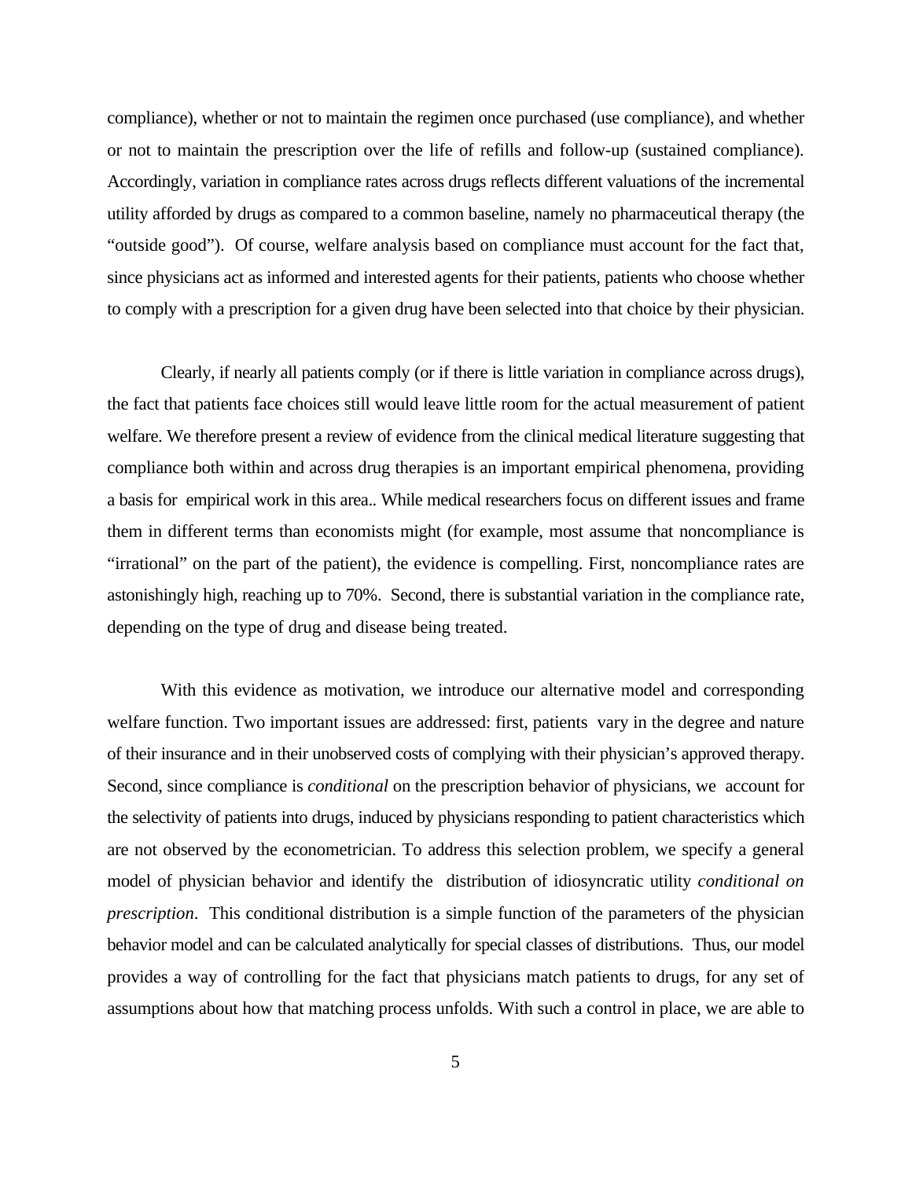compliance), whether or not to maintain the regimen once purchased (use compliance), and whether or not to maintain the prescription over the life of refills and follow-up (sustained compliance). Accordingly, variation in compliance rates across drugs reflects different valuations of the incremental utility afforded by drugs as compared to a common baseline, namely no pharmaceutical therapy (the "outside good"). Of course, welfare analysis based on compliance must account for the fact that, since physicians act as informed and interested agents for their patients, patients who choose whether to comply with a prescription for a given drug have been selected into that choice by their physician.

Clearly, if nearly all patients comply (or if there is little variation in compliance across drugs), the fact that patients face choices still would leave little room for the actual measurement of patient welfare. We therefore present a review of evidence from the clinical medical literature suggesting that compliance both within and across drug therapies is an important empirical phenomena, providing a basis for empirical work in this area.. While medical researchers focus on different issues and frame them in different terms than economists might (for example, most assume that noncompliance is "irrational" on the part of the patient), the evidence is compelling. First, noncompliance rates are astonishingly high, reaching up to 70%. Second, there is substantial variation in the compliance rate, depending on the type of drug and disease being treated.

With this evidence as motivation, we introduce our alternative model and corresponding welfare function. Two important issues are addressed: first, patients vary in the degree and nature of their insurance and in their unobserved costs of complying with their physician's approved therapy. Second, since compliance is *conditional* on the prescription behavior of physicians, we account for the selectivity of patients into drugs, induced by physicians responding to patient characteristics which are not observed by the econometrician. To address this selection problem, we specify a general model of physician behavior and identify the distribution of idiosyncratic utility *conditional on prescription*. This conditional distribution is a simple function of the parameters of the physician behavior model and can be calculated analytically for special classes of distributions. Thus, our model provides a way of controlling for the fact that physicians match patients to drugs, for any set of assumptions about how that matching process unfolds. With such a control in place, we are able to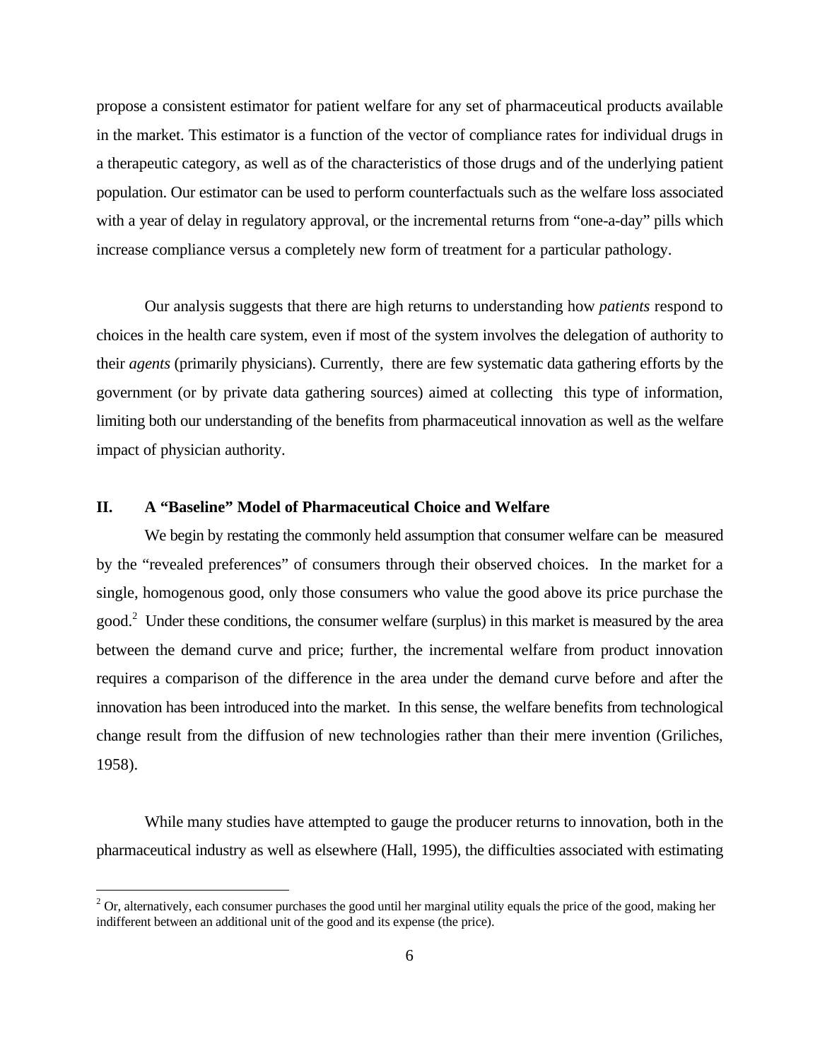propose a consistent estimator for patient welfare for any set of pharmaceutical products available in the market. This estimator is a function of the vector of compliance rates for individual drugs in a therapeutic category, as well as of the characteristics of those drugs and of the underlying patient population. Our estimator can be used to perform counterfactuals such as the welfare loss associated with a year of delay in regulatory approval, or the incremental returns from "one-a-day" pills which increase compliance versus a completely new form of treatment for a particular pathology.

Our analysis suggests that there are high returns to understanding how *patients* respond to choices in the health care system, even if most of the system involves the delegation of authority to their *agents* (primarily physicians). Currently, there are few systematic data gathering efforts by the government (or by private data gathering sources) aimed at collecting this type of information, limiting both our understanding of the benefits from pharmaceutical innovation as well as the welfare impact of physician authority.

## II. A "Baseline" Model of Pharmaceutical Choice and Welfare

We begin by restating the commonly held assumption that consumer welfare can be measured by the "revealed preferences" of consumers through their observed choices. In the market for a single, homogenous good, only those consumers who value the good above its price purchase the good.[2] Under these conditions, the consumer welfare (surplus) in this market is measured by the area between the demand curve and price; further, the incremental welfare from product innovation requires a comparison of the difference in the area under the demand curve before and after the innovation has been introduced into the market. In this sense, the welfare benefits from technological change result from the diffusion of new technologies rather than their mere invention (Griliches, 1958).

While many studies have attempted to gauge the producer returns to innovation, both in the pharmaceutical industry as well as elsewhere (Hall, 1995), the difficulties associated with estimating

[2] Or, alternatively, each consumer purchases the good until her marginal utility equals the price of the good, making her indifferent between an additional unit of the good and its expense (the price).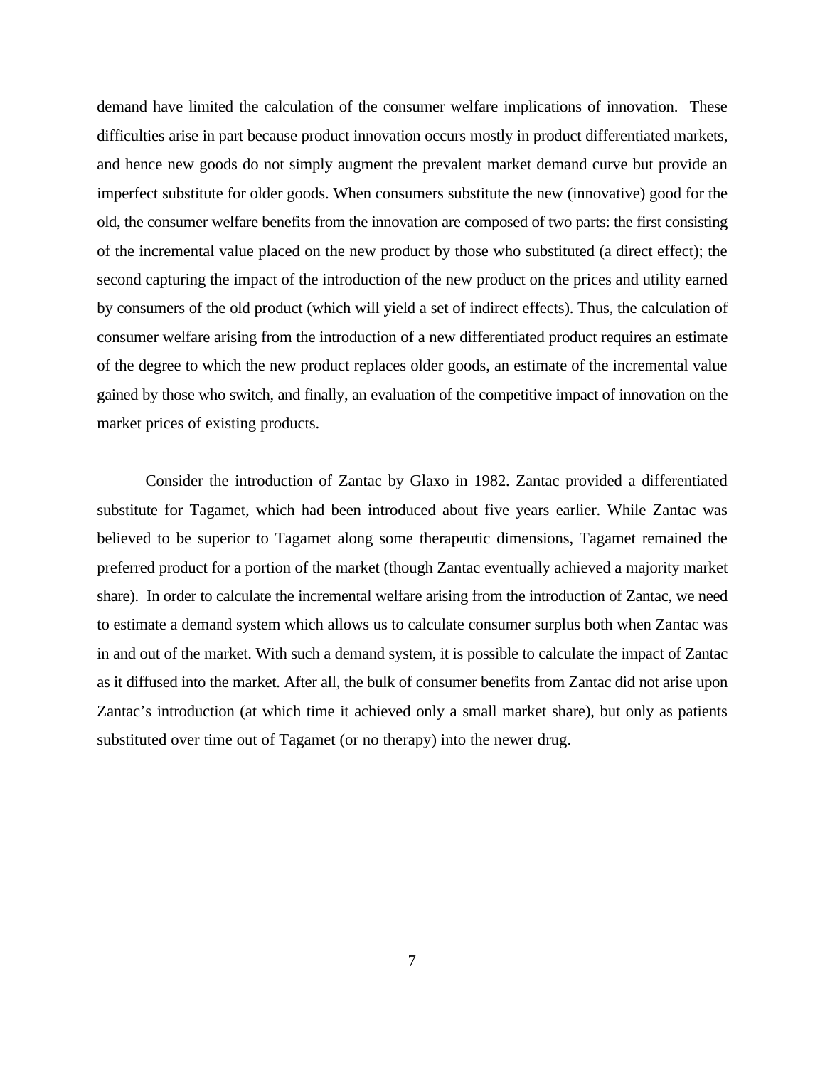demand have limited the calculation of the consumer welfare implications of innovation. These difficulties arise in part because product innovation occurs mostly in product differentiated markets, and hence new goods do not simply augment the prevalent market demand curve but provide an imperfect substitute for older goods. When consumers substitute the new (innovative) good for the old, the consumer welfare benefits from the innovation are composed of two parts: the first consisting of the incremental value placed on the new product by those who substituted (a direct effect); the second capturing the impact of the introduction of the new product on the prices and utility earned by consumers of the old product (which will yield a set of indirect effects). Thus, the calculation of consumer welfare arising from the introduction of a new differentiated product requires an estimate of the degree to which the new product replaces older goods, an estimate of the incremental value gained by those who switch, and finally, an evaluation of the competitive impact of innovation on the market prices of existing products.

Consider the introduction of Zantac by Glaxo in 1982. Zantac provided a differentiated substitute for Tagamet, which had been introduced about five years earlier. While Zantac was believed to be superior to Tagamet along some therapeutic dimensions, Tagamet remained the preferred product for a portion of the market (though Zantac eventually achieved a majority market share). In order to calculate the incremental welfare arising from the introduction of Zantac, we need to estimate a demand system which allows us to calculate consumer surplus both when Zantac was in and out of the market. With such a demand system, it is possible to calculate the impact of Zantac as it diffused into the market. After all, the bulk of consumer benefits from Zantac did not arise upon Zantac's introduction (at which time it achieved only a small market share), but only as patients substituted over time out of Tagamet (or no therapy) into the newer drug.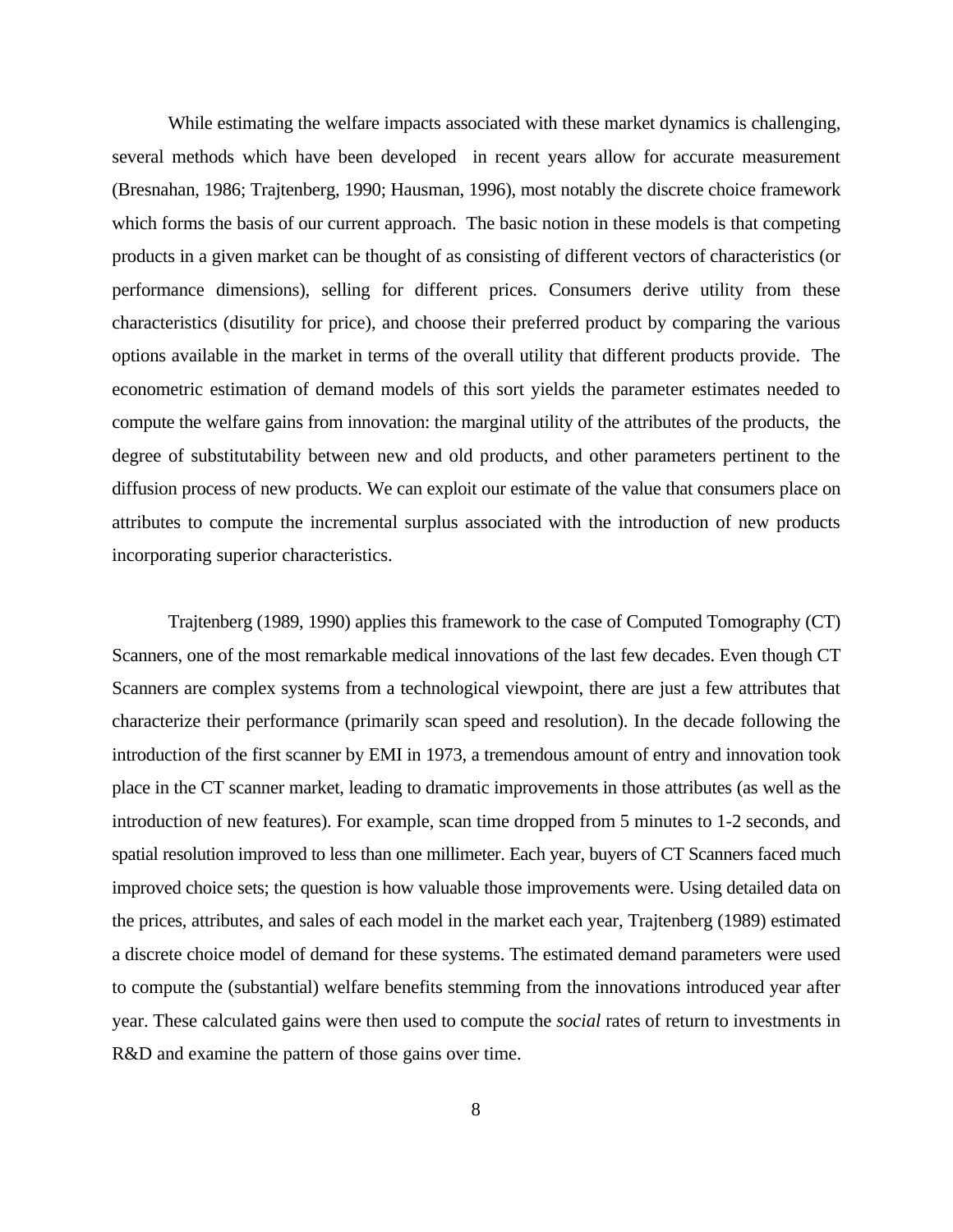While estimating the welfare impacts associated with these market dynamics is challenging, several methods which have been developed in recent years allow for accurate measurement (Bresnahan, 1986; Trajtenberg, 1990; Hausman, 1996), most notably the discrete choice framework which forms the basis of our current approach. The basic notion in these models is that competing products in a given market can be thought of as consisting of different vectors of characteristics (or performance dimensions), selling for different prices. Consumers derive utility from these characteristics (disutility for price), and choose their preferred product by comparing the various options available in the market in terms of the overall utility that different products provide. The econometric estimation of demand models of this sort yields the parameter estimates needed to compute the welfare gains from innovation: the marginal utility of the attributes of the products, the degree of substitutability between new and old products, and other parameters pertinent to the diffusion process of new products. We can exploit our estimate of the value that consumers place on attributes to compute the incremental surplus associated with the introduction of new products incorporating superior characteristics.

Trajtenberg (1989, 1990) applies this framework to the case of Computed Tomography (CT) Scanners, one of the most remarkable medical innovations of the last few decades. Even though CT Scanners are complex systems from a technological viewpoint, there are just a few attributes that characterize their performance (primarily scan speed and resolution). In the decade following the introduction of the first scanner by EMI in 1973, a tremendous amount of entry and innovation took place in the CT scanner market, leading to dramatic improvements in those attributes (as well as the introduction of new features). For example, scan time dropped from 5 minutes to 1-2 seconds, and spatial resolution improved to less than one millimeter. Each year, buyers of CT Scanners faced much improved choice sets; the question is how valuable those improvements were. Using detailed data on the prices, attributes, and sales of each model in the market each year, Trajtenberg (1989) estimated a discrete choice model of demand for these systems. The estimated demand parameters were used to compute the (substantial) welfare benefits stemming from the innovations introduced year after year. These calculated gains were then used to compute the *social* rates of return to investments in R&D and examine the pattern of those gains over time.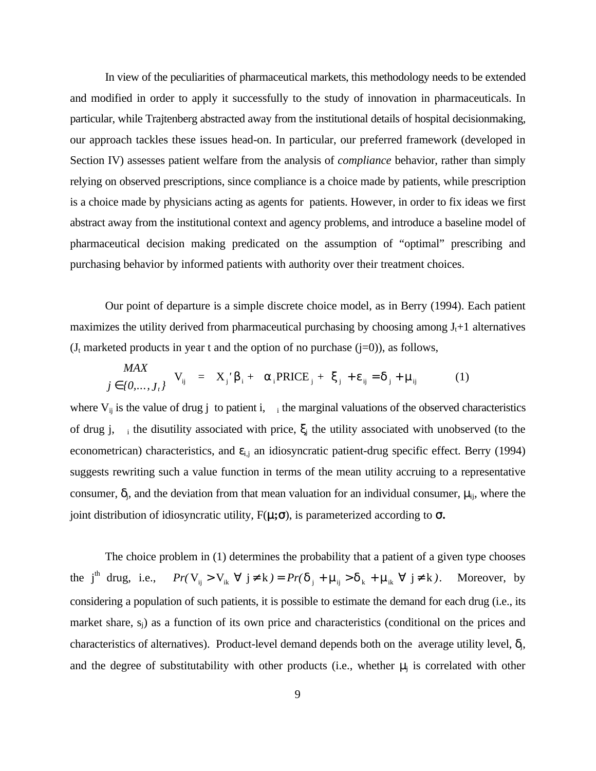In view of the peculiarities of pharmaceutical markets, this methodology needs to be extended and modified in order to apply it successfully to the study of innovation in pharmaceuticals. In particular, while Trajtenberg abstracted away from the institutional details of hospital decisionmaking, our approach tackles these issues head-on. In particular, our preferred framework (developed in Section IV) assesses patient welfare from the analysis of *compliance* behavior, rather than simply relying on observed prescriptions, since compliance is a choice made by patients, while prescription is a choice made by physicians acting as agents for patients. However, in order to fix ideas we first abstract away from the institutional context and agency problems, and introduce a baseline model of pharmaceutical decision making predicated on the assumption of "optimal" prescribing and purchasing behavior by informed patients with authority over their treatment choices.

Our point of departure is a simple discrete choice model, as in Berry (1994). Each patient maximizes the utility derived from pharmaceutical purchasing by choosing among $J_t+1$ alternatives ($J_t$ marketed products in year t and the option of no purchase (j=0)), as follows,

$$\underset{j \in \{0,\ldots,J_t\}}{MAX} \quad V_{ij} = X_j{}'\beta_i + \alpha_i \text{PRICE}_j + \xi_j + \varepsilon_{ij} = \delta_j + \mu_{ij} \qquad (1)$$

where $V_{ij}$ is the value of drug j to patient i, $\beta_i$ the marginal valuations of the observed characteristics of drug j, $\alpha_i$ the disutility associated with price, $\xi_j$ the utility associated with unobserved (to the econometrican) characteristics, and $\varepsilon_{i,j}$ an idiosyncratic patient-drug specific effect. Berry (1994) suggests rewriting such a value function in terms of the mean utility accruing to a representative consumer, $\delta_j$, and the deviation from that mean valuation for an individual consumer, $\mu_{ij}$, where the joint distribution of idiosyncratic utility, $F(\mu;\sigma)$, is parameterized according to $\sigma$.

The choice problem in (1) determines the probability that a patient of a given type chooses the j[th] drug, i.e., $Pr(V_{ij} > V_{ik} \ \forall \ j \neq k) = Pr(\delta_j + \mu_{ij} > \delta_k + \mu_{ik} \ \forall \ j \neq k)$. Moreover, by considering a population of such patients, it is possible to estimate the demand for each drug (i.e., its market share, $s_j$) as a function of its own price and characteristics (conditional on the prices and characteristics of alternatives). Product-level demand depends both on the average utility level, $\delta_j$, and the degree of substitutability with other products (i.e., whether $\mu_j$ is correlated with other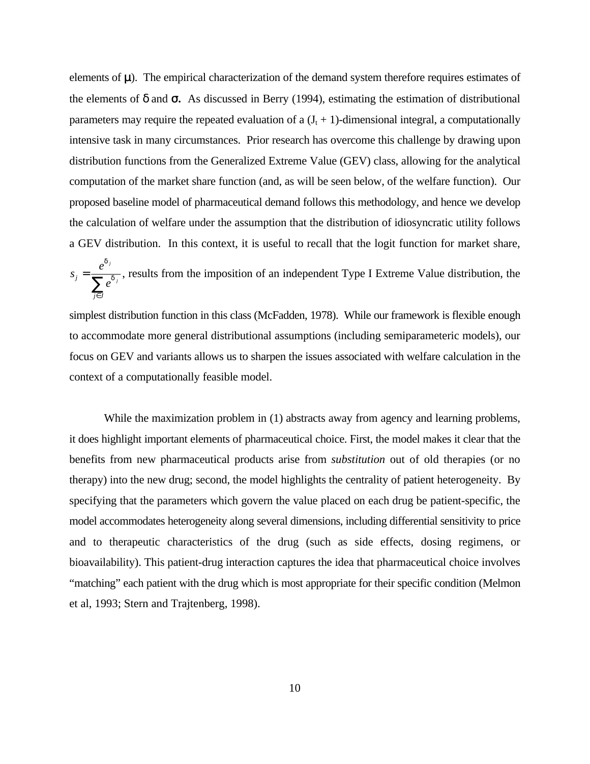elements of $\mu$). The empirical characterization of the demand system therefore requires estimates of the elements of $\delta$ and $\sigma$. As discussed in Berry (1994), estimating the estimation of distributional parameters may require the repeated evaluation of a ($J_t + 1$)-dimensional integral, a computationally intensive task in many circumstances. Prior research has overcome this challenge by drawing upon distribution functions from the Generalized Extreme Value (GEV) class, allowing for the analytical computation of the market share function (and, as will be seen below, of the welfare function). Our proposed baseline model of pharmaceutical demand follows this methodology, and hence we develop the calculation of welfare under the assumption that the distribution of idiosyncratic utility follows a GEV distribution. In this context, it is useful to recall that the logit function for market share, $s_j = \frac{e^{\delta_j}}{\sum_{j \in J} e^{\delta_j}}$, results from the imposition of an independent Type I Extreme Value distribution, the simplest distribution function in this class (McFadden, 1978). While our framework is flexible enough to accommodate more general distributional assumptions (including semiparameteric models), our focus on GEV and variants allows us to sharpen the issues associated with welfare calculation in the context of a computationally feasible model.

While the maximization problem in (1) abstracts away from agency and learning problems, it does highlight important elements of pharmaceutical choice. First, the model makes it clear that the benefits from new pharmaceutical products arise from *substitution* out of old therapies (or no therapy) into the new drug; second, the model highlights the centrality of patient heterogeneity. By specifying that the parameters which govern the value placed on each drug be patient-specific, the model accommodates heterogeneity along several dimensions, including differential sensitivity to price and to therapeutic characteristics of the drug (such as side effects, dosing regimens, or bioavailability). This patient-drug interaction captures the idea that pharmaceutical choice involves "matching" each patient with the drug which is most appropriate for their specific condition (Melmon et al, 1993; Stern and Trajtenberg, 1998).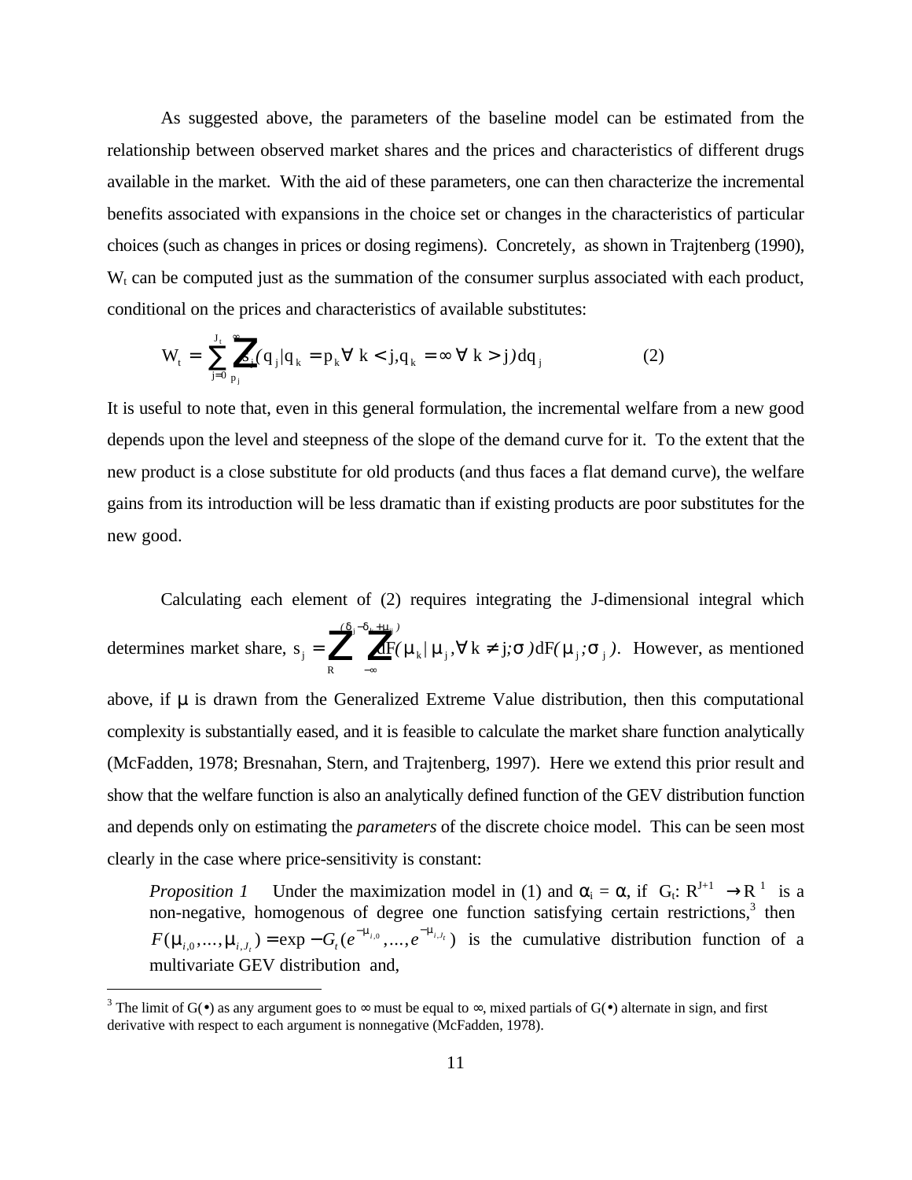As suggested above, the parameters of the baseline model can be estimated from the relationship between observed market shares and the prices and characteristics of different drugs available in the market. With the aid of these parameters, one can then characterize the incremental benefits associated with expansions in the choice set or changes in the characteristics of particular choices (such as changes in prices or dosing regimens). Concretely, as shown in Trajtenberg (1990), $W_t$ can be computed just as the summation of the consumer surplus associated with each product, conditional on the prices and characteristics of available substitutes:

$$W_t = \sum_{j=0}^{J_t} \int_{p_j}^{\infty} s_j(q_j | q_k = p_k \,\forall\, k < j, q_k = \infty \,\forall\, k > j) dq_j \qquad (2)$$

It is useful to note that, even in this general formulation, the incremental welfare from a new good depends upon the level and steepness of the slope of the demand curve for it. To the extent that the new product is a close substitute for old products (and thus faces a flat demand curve), the welfare gains from its introduction will be less dramatic than if existing products are poor substitutes for the new good.

Calculating each element of (2) requires integrating the J-dimensional integral which determines market share, $s_j = \int_R \int_{-\infty}^{(\delta_j - \delta_k + \mu_j)} dF(\mu_k | \mu_j, \forall\, k \neq j; \sigma) dF(\mu_j; \sigma_j)$. However, as mentioned above, if $\mu$ is drawn from the Generalized Extreme Value distribution, then this computational complexity is substantially eased, and it is feasible to calculate the market share function analytically (McFadden, 1978; Bresnahan, Stern, and Trajtenberg, 1997). Here we extend this prior result and show that the welfare function is also an analytically defined function of the GEV distribution function and depends only on estimating the *parameters* of the discrete choice model. This can be seen most clearly in the case where price-sensitivity is constant:

*Proposition 1* Under the maximization model in (1) and $\alpha_i = \alpha$, if $G_t: R^{J+1} \rightarrow R^1$ is a non-negative, homogenous of degree one function satisfying certain restrictions,[3] then $F(\mu_{i,0},...,\mu_{i,J_t}) = \exp - G_t(e^{-\mu_{i,0}},...,e^{-\mu_{i,J_t}})$ is the cumulative distribution function of a multivariate GEV distribution and,

[3] The limit of $G(\bullet)$ as any argument goes to $\infty$ must be equal to $\infty$, mixed partials of $G(\bullet)$ alternate in sign, and first derivative with respect to each argument is nonnegative (McFadden, 1978).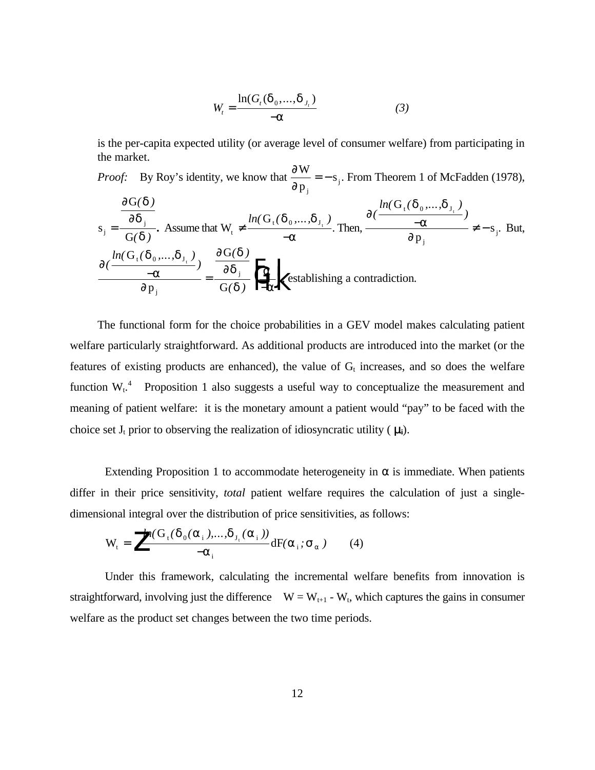$$W_t = \frac{\ln(G_t(\delta_0,...,\delta_{J_t}))}{-\alpha} \qquad (3)$$

is the per-capita expected utility (or average level of consumer welfare) from participating in the market.

*Proof:* By Roy's identity, we know that $\frac{\partial W}{\partial p_j} = -s_j$. From Theorem 1 of McFadden (1978), $s_j = \frac{\frac{\partial G(\delta)}{\partial \delta_j}}{G(\delta)}$. Assume that $W_t \neq \frac{\ln(G_t(\delta_0,...,\delta_{J_t}))}{-\alpha}$. Then, $\frac{\partial(\frac{\ln(G_t(\delta_0,...,\delta_{J_t}))}{-\alpha})}{\partial p_j} \neq -s_j$. But, $\frac{\partial(\frac{\ln(G_t(\delta_0,...,\delta_{J_t}))}{-\alpha})}{\partial p_j} = \frac{\frac{\partial G(\delta)}{\partial \delta_j}}{G(\delta)} \frac{\alpha}{-\alpha}$, establishing a contradiction.

The functional form for the choice probabilities in a GEV model makes calculating patient welfare particularly straightforward. As additional products are introduced into the market (or the features of existing products are enhanced), the value of $G_t$ increases, and so does the welfare function $W_t$.[4] Proposition 1 also suggests a useful way to conceptualize the measurement and meaning of patient welfare: it is the monetary amount a patient would "pay" to be faced with the choice set $J_t$ prior to observing the realization of idiosyncratic utility ($\mu_i$).

Extending Proposition 1 to accommodate heterogeneity in $\alpha$ is immediate. When patients differ in their price sensitivity, *total* patient welfare requires the calculation of just a single-dimensional integral over the distribution of price sensitivities, as follows:

$$W_t = \int \frac{\ln(G_t(\delta_0(\alpha_i),...,\delta_{J_t}(\alpha_i)))}{-\alpha_i} dF(\alpha_i; \sigma_\alpha) \qquad (4)$$

Under this framework, calculating the incremental welfare benefits from innovation is straightforward, involving just the difference $\Delta W = W_{t+1} - W_t$, which captures the gains in consumer welfare as the product set changes between the two time periods.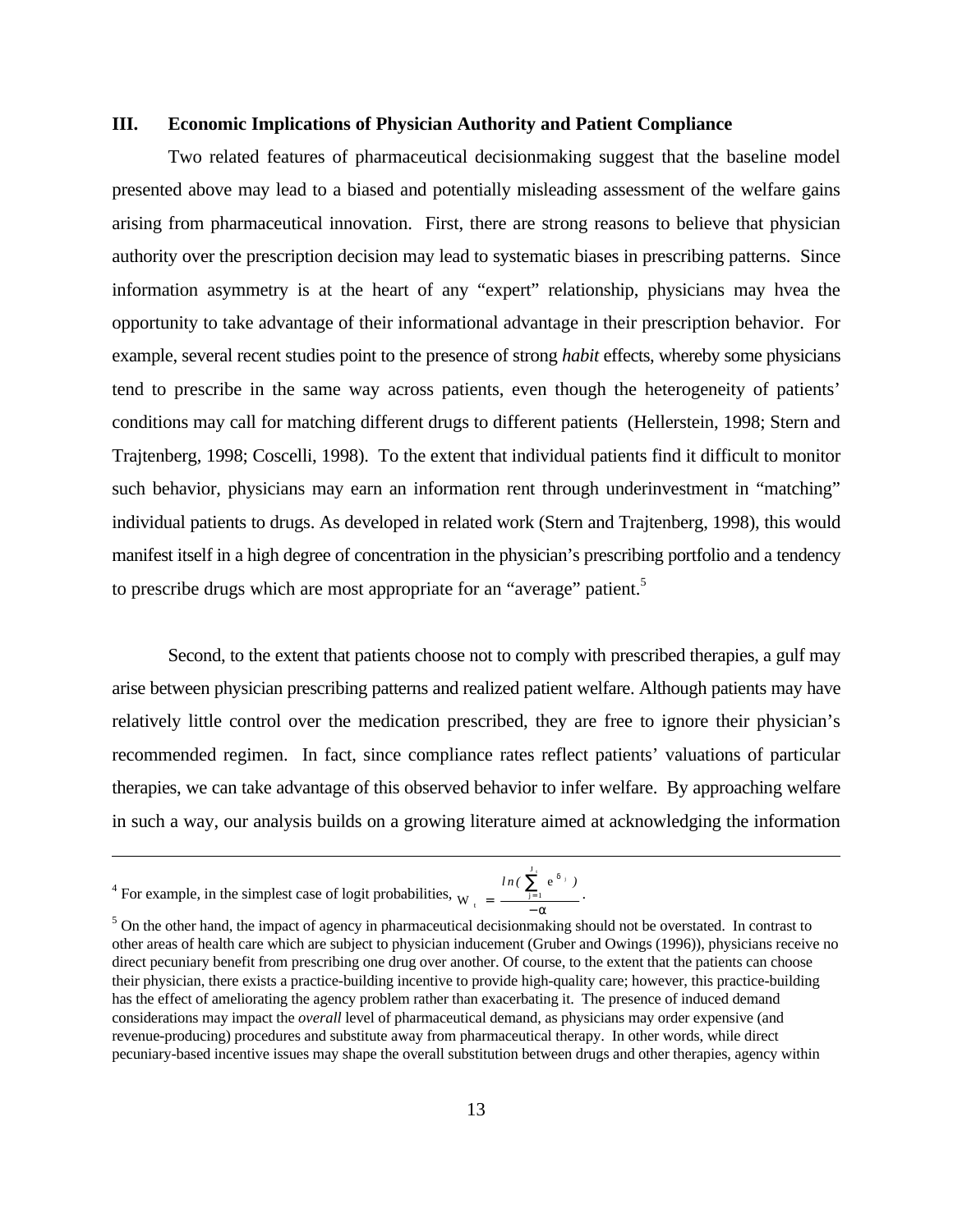### III. Economic Implications of Physician Authority and Patient Compliance

Two related features of pharmaceutical decisionmaking suggest that the baseline model presented above may lead to a biased and potentially misleading assessment of the welfare gains arising from pharmaceutical innovation. First, there are strong reasons to believe that physician authority over the prescription decision may lead to systematic biases in prescribing patterns. Since information asymmetry is at the heart of any "expert" relationship, physicians may hvea the opportunity to take advantage of their informational advantage in their prescription behavior. For example, several recent studies point to the presence of strong *habit* effects, whereby some physicians tend to prescribe in the same way across patients, even though the heterogeneity of patients' conditions may call for matching different drugs to different patients (Hellerstein, 1998; Stern and Trajtenberg, 1998; Coscelli, 1998). To the extent that individual patients find it difficult to monitor such behavior, physicians may earn an information rent through underinvestment in "matching" individual patients to drugs. As developed in related work (Stern and Trajtenberg, 1998), this would manifest itself in a high degree of concentration in the physician's prescribing portfolio and a tendency to prescribe drugs which are most appropriate for an "average" patient.[5]

Second, to the extent that patients choose not to comply with prescribed therapies, a gulf may arise between physician prescribing patterns and realized patient welfare. Although patients may have relatively little control over the medication prescribed, they are free to ignore their physician's recommended regimen. In fact, since compliance rates reflect patients' valuations of particular therapies, we can take advantage of this observed behavior to infer welfare. By approaching welfare in such a way, our analysis builds on a growing literature aimed at acknowledging the information

---

[4] For example, in the simplest case of logit probabilities, $W_t = \frac{ln(\sum_{j=1}^{J_t} e^{\delta_j})}{-\alpha}$.

[5] On the other hand, the impact of agency in pharmaceutical decisionmaking should not be overstated. In contrast to other areas of health care which are subject to physician inducement (Gruber and Owings (1996)), physicians receive no direct pecuniary benefit from prescribing one drug over another. Of course, to the extent that the patients can choose their physician, there exists a practice-building incentive to provide high-quality care; however, this practice-building has the effect of ameliorating the agency problem rather than exacerbating it. The presence of induced demand considerations may impact the *overall* level of pharmaceutical demand, as physicians may order expensive (and revenue-producing) procedures and substitute away from pharmaceutical therapy. In other words, while direct pecuniary-based incentive issues may shape the overall substitution between drugs and other therapies, agency within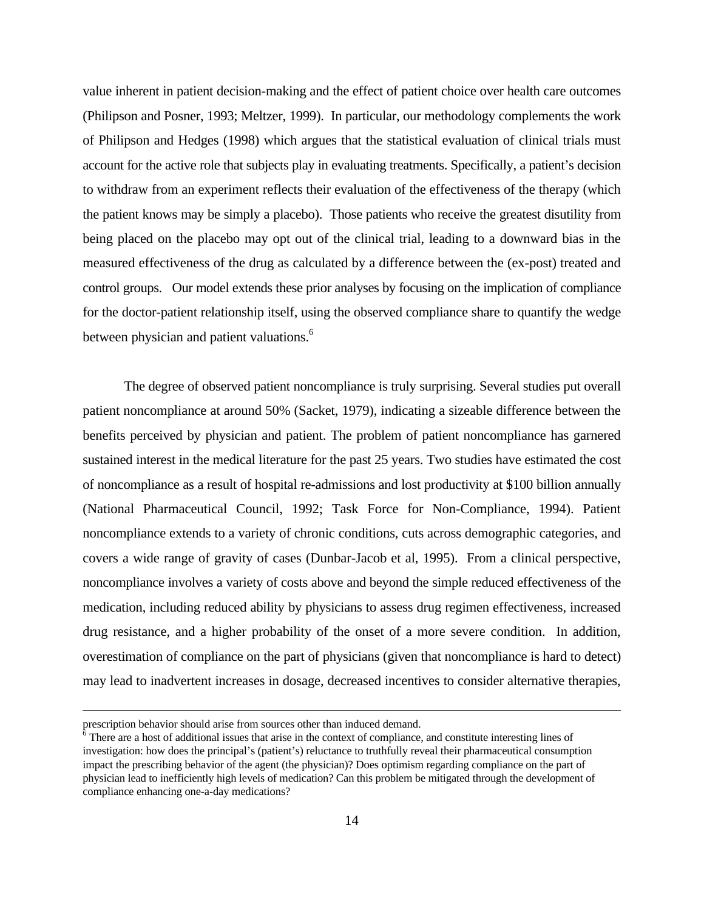value inherent in patient decision-making and the effect of patient choice over health care outcomes (Philipson and Posner, 1993; Meltzer, 1999). In particular, our methodology complements the work of Philipson and Hedges (1998) which argues that the statistical evaluation of clinical trials must account for the active role that subjects play in evaluating treatments. Specifically, a patient's decision to withdraw from an experiment reflects their evaluation of the effectiveness of the therapy (which the patient knows may be simply a placebo). Those patients who receive the greatest disutility from being placed on the placebo may opt out of the clinical trial, leading to a downward bias in the measured effectiveness of the drug as calculated by a difference between the (ex-post) treated and control groups. Our model extends these prior analyses by focusing on the implication of compliance for the doctor-patient relationship itself, using the observed compliance share to quantify the wedge between physician and patient valuations.[6]

The degree of observed patient noncompliance is truly surprising. Several studies put overall patient noncompliance at around 50% (Sacket, 1979), indicating a sizeable difference between the benefits perceived by physician and patient. The problem of patient noncompliance has garnered sustained interest in the medical literature for the past 25 years. Two studies have estimated the cost of noncompliance as a result of hospital re-admissions and lost productivity at $100 billion annually (National Pharmaceutical Council, 1992; Task Force for Non-Compliance, 1994). Patient noncompliance extends to a variety of chronic conditions, cuts across demographic categories, and covers a wide range of gravity of cases (Dunbar-Jacob et al, 1995). From a clinical perspective, noncompliance involves a variety of costs above and beyond the simple reduced effectiveness of the medication, including reduced ability by physicians to assess drug regimen effectiveness, increased drug resistance, and a higher probability of the onset of a more severe condition. In addition, overestimation of compliance on the part of physicians (given that noncompliance is hard to detect) may lead to inadvertent increases in dosage, decreased incentives to consider alternative therapies,

---

prescription behavior should arise from sources other than induced demand.

[6] There are a host of additional issues that arise in the context of compliance, and constitute interesting lines of investigation: how does the principal's (patient's) reluctance to truthfully reveal their pharmaceutical consumption impact the prescribing behavior of the agent (the physician)? Does optimism regarding compliance on the part of physician lead to inefficiently high levels of medication? Can this problem be mitigated through the development of compliance enhancing one-a-day medications?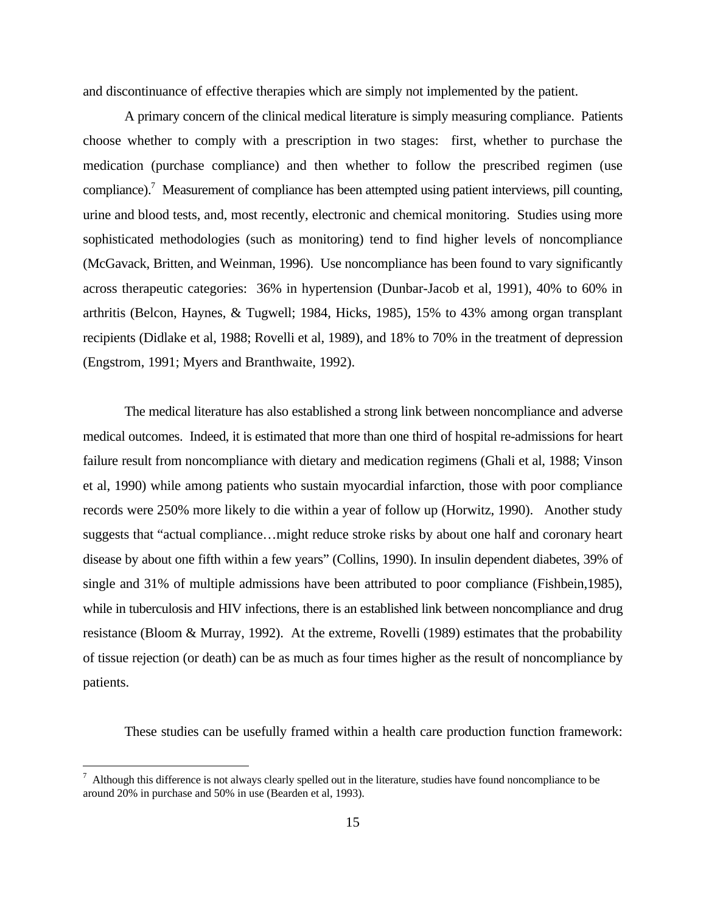and discontinuance of effective therapies which are simply not implemented by the patient.

A primary concern of the clinical medical literature is simply measuring compliance. Patients choose whether to comply with a prescription in two stages: first, whether to purchase the medication (purchase compliance) and then whether to follow the prescribed regimen (use compliance).[7] Measurement of compliance has been attempted using patient interviews, pill counting, urine and blood tests, and, most recently, electronic and chemical monitoring. Studies using more sophisticated methodologies (such as monitoring) tend to find higher levels of noncompliance (McGavack, Britten, and Weinman, 1996). Use noncompliance has been found to vary significantly across therapeutic categories: 36% in hypertension (Dunbar-Jacob et al, 1991), 40% to 60% in arthritis (Belcon, Haynes, & Tugwell; 1984, Hicks, 1985), 15% to 43% among organ transplant recipients (Didlake et al, 1988; Rovelli et al, 1989), and 18% to 70% in the treatment of depression (Engstrom, 1991; Myers and Branthwaite, 1992).

The medical literature has also established a strong link between noncompliance and adverse medical outcomes. Indeed, it is estimated that more than one third of hospital re-admissions for heart failure result from noncompliance with dietary and medication regimens (Ghali et al, 1988; Vinson et al, 1990) while among patients who sustain myocardial infarction, those with poor compliance records were 250% more likely to die within a year of follow up (Horwitz, 1990). Another study suggests that "actual compliance…might reduce stroke risks by about one half and coronary heart disease by about one fifth within a few years" (Collins, 1990). In insulin dependent diabetes, 39% of single and 31% of multiple admissions have been attributed to poor compliance (Fishbein,1985), while in tuberculosis and HIV infections, there is an established link between noncompliance and drug resistance (Bloom & Murray, 1992). At the extreme, Rovelli (1989) estimates that the probability of tissue rejection (or death) can be as much as four times higher as the result of noncompliance by patients.

These studies can be usefully framed within a health care production function framework:

[7] Although this difference is not always clearly spelled out in the literature, studies have found noncompliance to be around 20% in purchase and 50% in use (Bearden et al, 1993).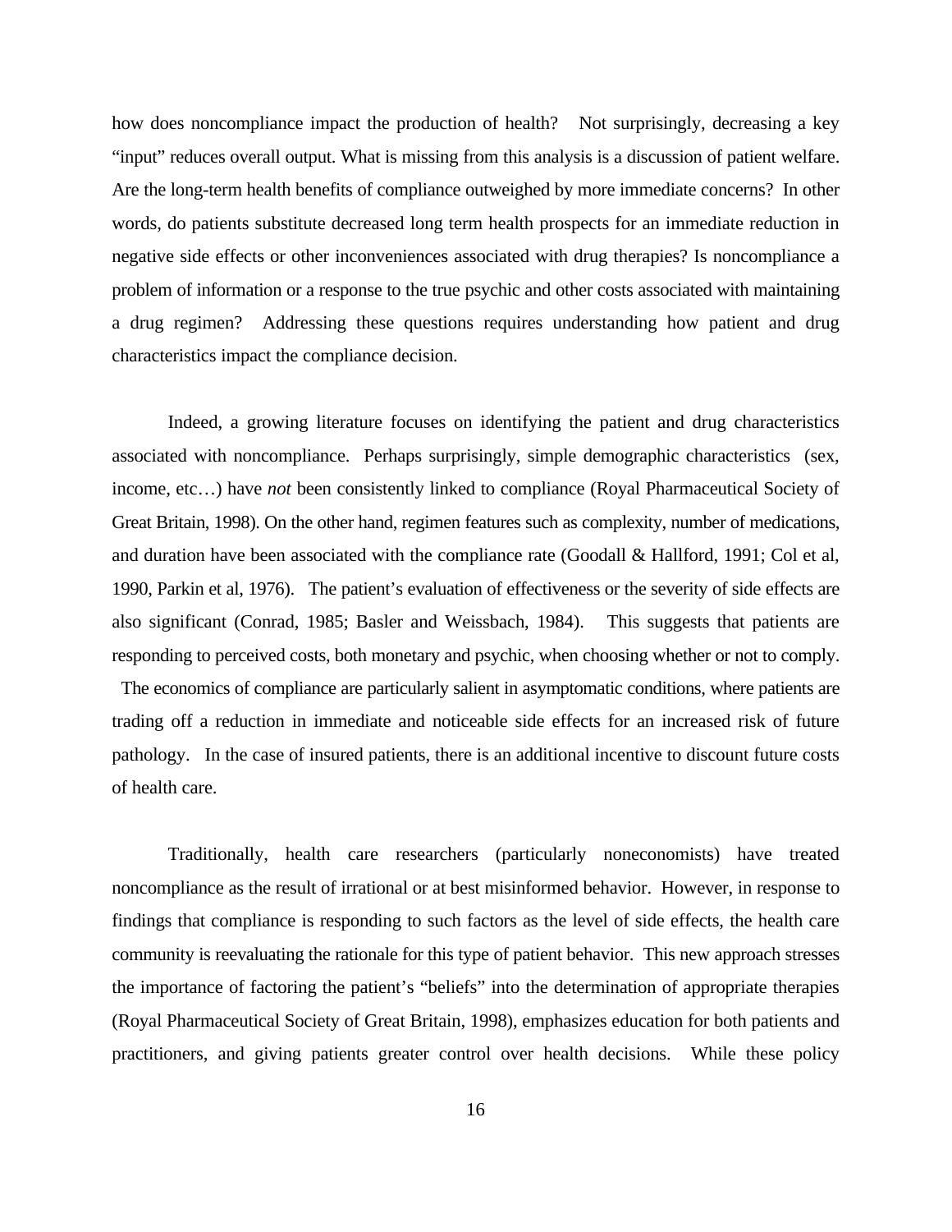how does noncompliance impact the production of health? Not surprisingly, decreasing a key "input" reduces overall output. What is missing from this analysis is a discussion of patient welfare. Are the long-term health benefits of compliance outweighed by more immediate concerns? In other words, do patients substitute decreased long term health prospects for an immediate reduction in negative side effects or other inconveniences associated with drug therapies? Is noncompliance a problem of information or a response to the true psychic and other costs associated with maintaining a drug regimen? Addressing these questions requires understanding how patient and drug characteristics impact the compliance decision.

Indeed, a growing literature focuses on identifying the patient and drug characteristics associated with noncompliance. Perhaps surprisingly, simple demographic characteristics (sex, income, etc…) have *not* been consistently linked to compliance (Royal Pharmaceutical Society of Great Britain, 1998). On the other hand, regimen features such as complexity, number of medications, and duration have been associated with the compliance rate (Goodall & Hallford, 1991; Col et al, 1990, Parkin et al, 1976). The patient's evaluation of effectiveness or the severity of side effects are also significant (Conrad, 1985; Basler and Weissbach, 1984). This suggests that patients are responding to perceived costs, both monetary and psychic, when choosing whether or not to comply. The economics of compliance are particularly salient in asymptomatic conditions, where patients are trading off a reduction in immediate and noticeable side effects for an increased risk of future pathology. In the case of insured patients, there is an additional incentive to discount future costs of health care.

Traditionally, health care researchers (particularly noneconomists) have treated noncompliance as the result of irrational or at best misinformed behavior. However, in response to findings that compliance is responding to such factors as the level of side effects, the health care community is reevaluating the rationale for this type of patient behavior. This new approach stresses the importance of factoring the patient's "beliefs" into the determination of appropriate therapies (Royal Pharmaceutical Society of Great Britain, 1998), emphasizes education for both patients and practitioners, and giving patients greater control over health decisions. While these policy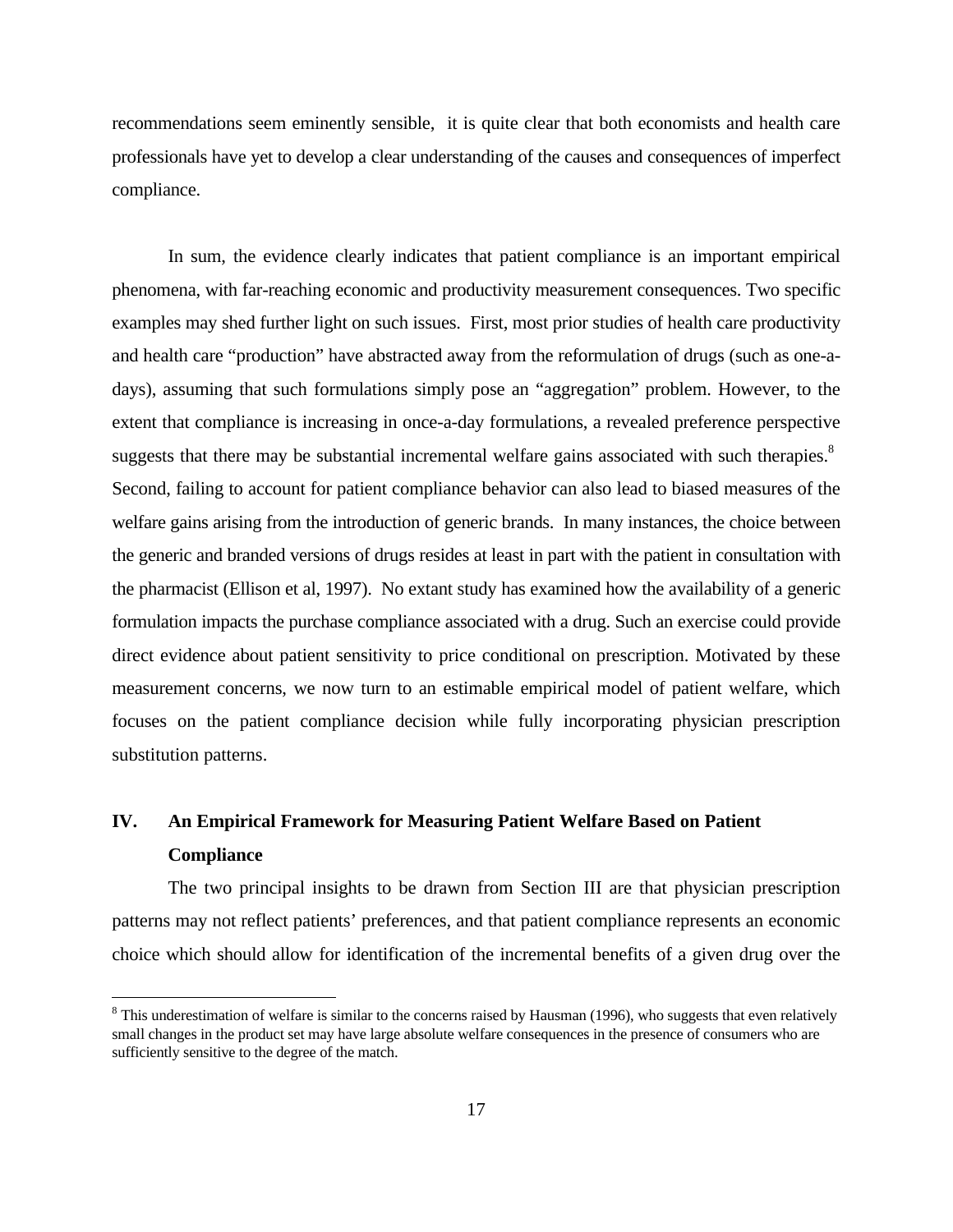recommendations seem eminently sensible, it is quite clear that both economists and health care professionals have yet to develop a clear understanding of the causes and consequences of imperfect compliance.

In sum, the evidence clearly indicates that patient compliance is an important empirical phenomena, with far-reaching economic and productivity measurement consequences. Two specific examples may shed further light on such issues. First, most prior studies of health care productivity and health care "production" have abstracted away from the reformulation of drugs (such as one-a-days), assuming that such formulations simply pose an "aggregation" problem. However, to the extent that compliance is increasing in once-a-day formulations, a revealed preference perspective suggests that there may be substantial incremental welfare gains associated with such therapies.[8] Second, failing to account for patient compliance behavior can also lead to biased measures of the welfare gains arising from the introduction of generic brands. In many instances, the choice between the generic and branded versions of drugs resides at least in part with the patient in consultation with the pharmacist (Ellison et al, 1997). No extant study has examined how the availability of a generic formulation impacts the purchase compliance associated with a drug. Such an exercise could provide direct evidence about patient sensitivity to price conditional on prescription. Motivated by these measurement concerns, we now turn to an estimable empirical model of patient welfare, which focuses on the patient compliance decision while fully incorporating physician prescription substitution patterns.

## IV. An Empirical Framework for Measuring Patient Welfare Based on Patient Compliance

The two principal insights to be drawn from Section III are that physician prescription patterns may not reflect patients' preferences, and that patient compliance represents an economic choice which should allow for identification of the incremental benefits of a given drug over the

[8] This underestimation of welfare is similar to the concerns raised by Hausman (1996), who suggests that even relatively small changes in the product set may have large absolute welfare consequences in the presence of consumers who are sufficiently sensitive to the degree of the match.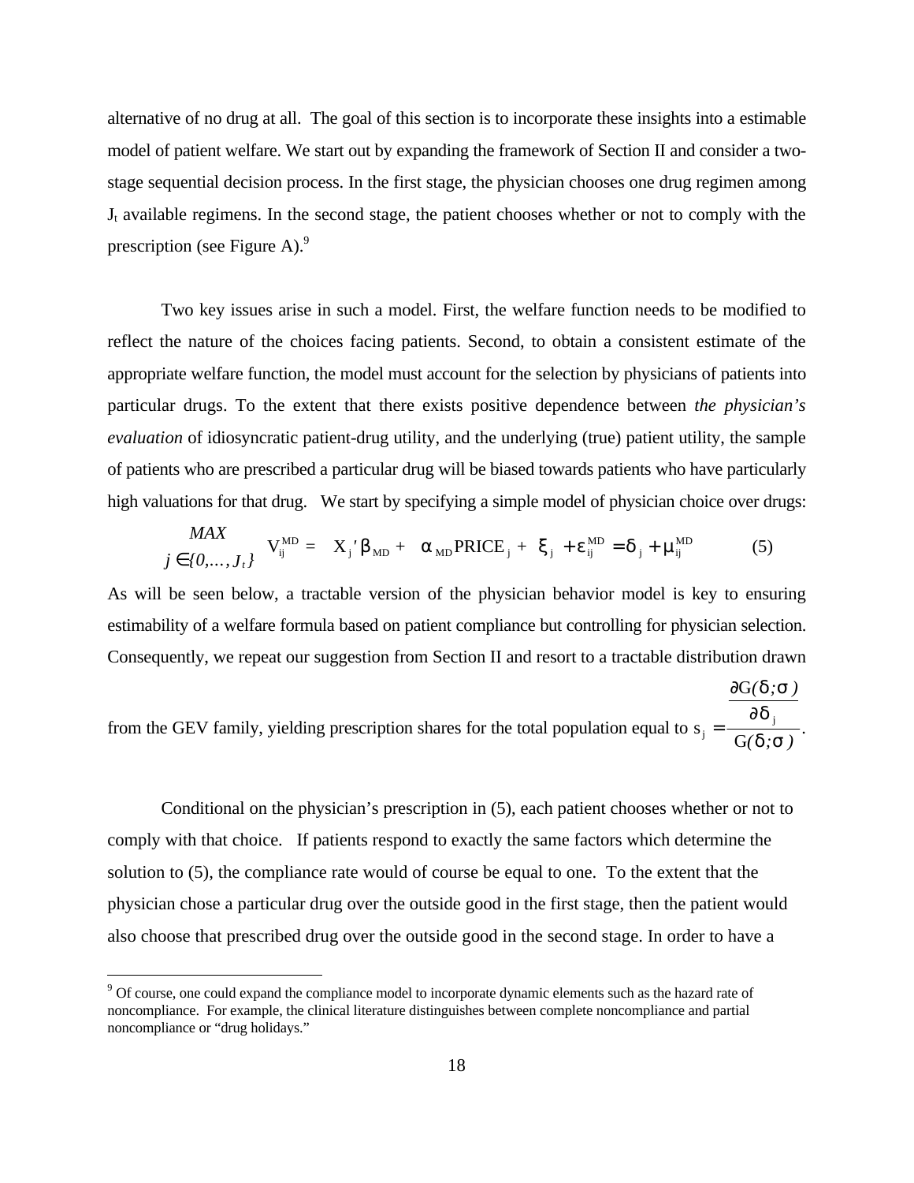alternative of no drug at all. The goal of this section is to incorporate these insights into a estimable model of patient welfare. We start out by expanding the framework of Section II and consider a two-stage sequential decision process. In the first stage, the physician chooses one drug regimen among $J_t$ available regimens. In the second stage, the patient chooses whether or not to comply with the prescription (see Figure A).[9]

Two key issues arise in such a model. First, the welfare function needs to be modified to reflect the nature of the choices facing patients. Second, to obtain a consistent estimate of the appropriate welfare function, the model must account for the selection by physicians of patients into particular drugs. To the extent that there exists positive dependence between *the physician's evaluation* of idiosyncratic patient-drug utility, and the underlying (true) patient utility, the sample of patients who are prescribed a particular drug will be biased towards patients who have particularly high valuations for that drug. We start by specifying a simple model of physician choice over drugs:

$$\underset{j \in \{0,\ldots,J_t\}}{MAX} \quad V_{ij}^{MD} = X_j{}'\beta_{MD} + \alpha_{MD}PRICE_j + \xi_j + \varepsilon_{ij}^{MD} = \delta_j + \mu_{ij}^{MD} \qquad (5)$$

As will be seen below, a tractable version of the physician behavior model is key to ensuring estimability of a welfare formula based on patient compliance but controlling for physician selection. Consequently, we repeat our suggestion from Section II and resort to a tractable distribution drawn from the GEV family, yielding prescription shares for the total population equal to $s_j = \dfrac{\frac{\partial G(\delta;\sigma)}{\partial \delta_j}}{G(\delta;\sigma)}$.

Conditional on the physician's prescription in (5), each patient chooses whether or not to comply with that choice. If patients respond to exactly the same factors which determine the solution to (5), the compliance rate would of course be equal to one. To the extent that the physician chose a particular drug over the outside good in the first stage, then the patient would also choose that prescribed drug over the outside good in the second stage. In order to have a

[9] Of course, one could expand the compliance model to incorporate dynamic elements such as the hazard rate of noncompliance. For example, the clinical literature distinguishes between complete noncompliance and partial noncompliance or "drug holidays."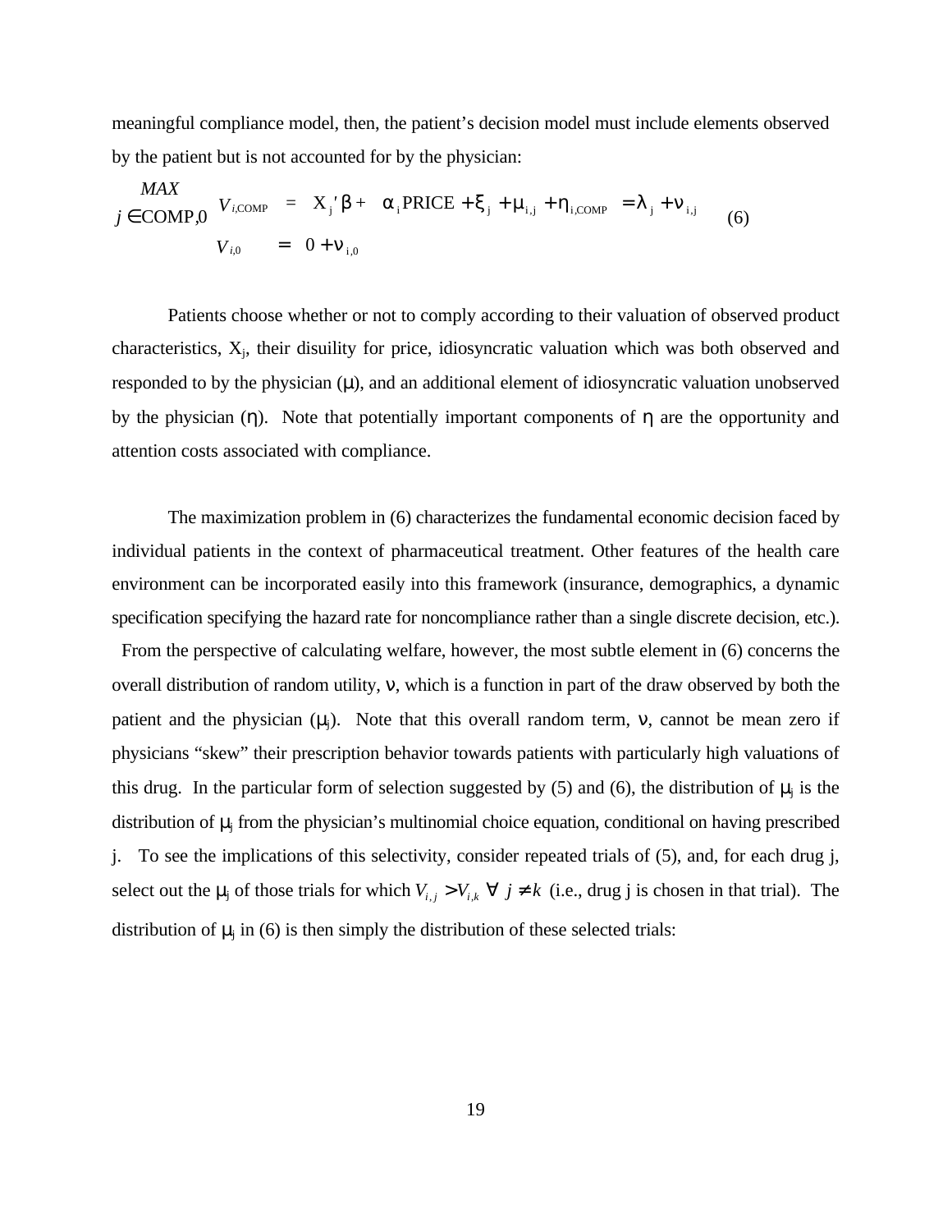meaningful compliance model, then, the patient's decision model must include elements observed by the patient but is not accounted for by the physician:

$$\underset{j \in \text{COMP},0}{MAX} \quad \begin{array}{l} V_{i,\text{COMP}} = X_j{'}\beta + \alpha_i \text{PRICE} + \xi_j + \mu_{i,j} + \eta_{i,\text{COMP}} = \lambda_j + \nu_{i,j} \\ V_{i,0} = 0 + \nu_{i,0} \end{array} \tag{6}$$

Patients choose whether or not to comply according to their valuation of observed product characteristics, $X_j$, their disuility for price, idiosyncratic valuation which was both observed and responded to by the physician ($\mu$), and an additional element of idiosyncratic valuation unobserved by the physician ($\eta$). Note that potentially important components of $\eta$ are the opportunity and attention costs associated with compliance.

The maximization problem in (6) characterizes the fundamental economic decision faced by individual patients in the context of pharmaceutical treatment. Other features of the health care environment can be incorporated easily into this framework (insurance, demographics, a dynamic specification specifying the hazard rate for noncompliance rather than a single discrete decision, etc.). From the perspective of calculating welfare, however, the most subtle element in (6) concerns the overall distribution of random utility, $\nu$, which is a function in part of the draw observed by both the patient and the physician ($\mu_j$). Note that this overall random term, $\nu$, cannot be mean zero if physicians "skew" their prescription behavior towards patients with particularly high valuations of this drug. In the particular form of selection suggested by (5) and (6), the distribution of $\mu_j$ is the distribution of $\mu_j$ from the physician's multinomial choice equation, conditional on having prescribed j. To see the implications of this selectivity, consider repeated trials of (5), and, for each drug j, select out the $\mu_j$ of those trials for which $V_{i,j} > V_{i,k} \;\forall\; j \neq k$ (i.e., drug j is chosen in that trial). The distribution of $\mu_j$ in (6) is then simply the distribution of these selected trials: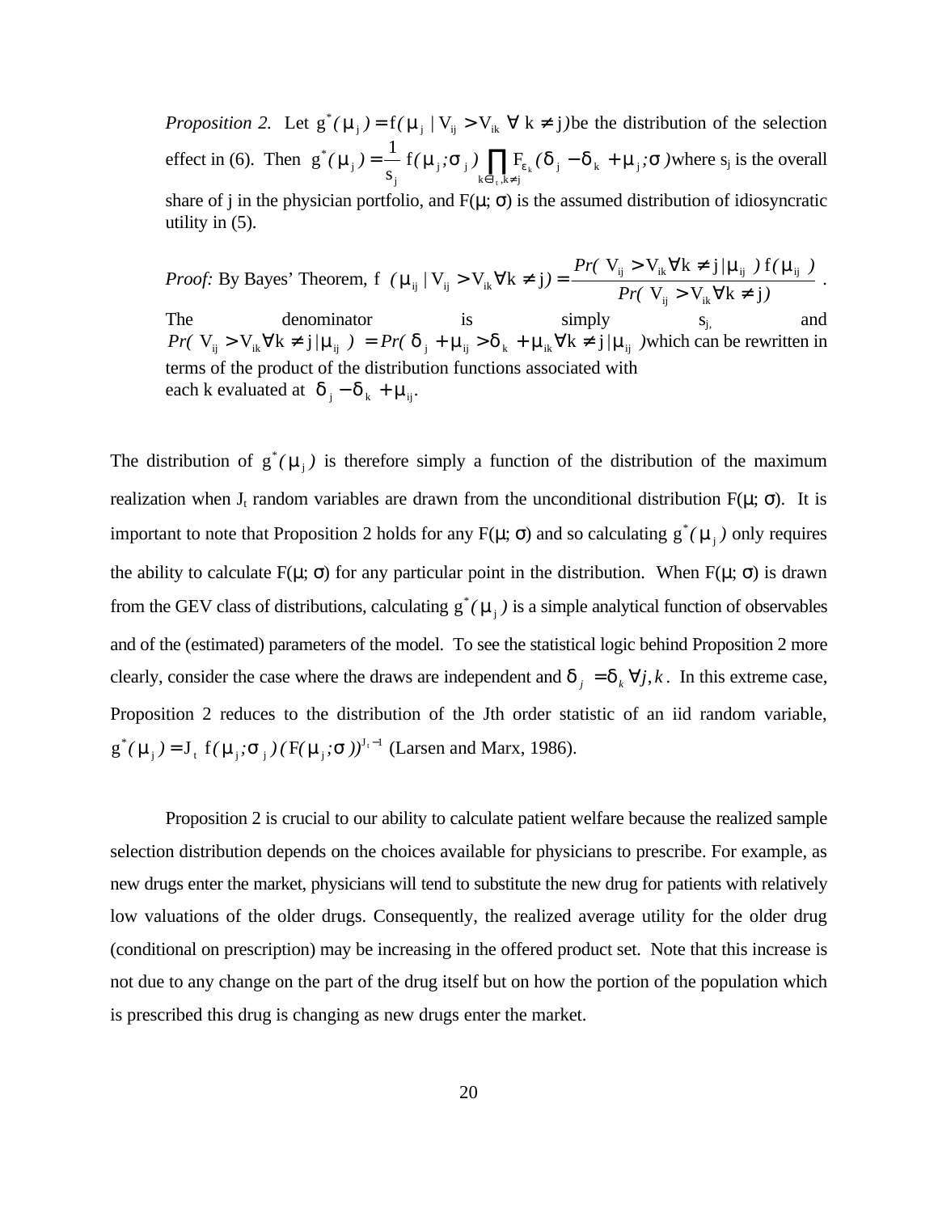*Proposition 2.* Let $g^*(\mu_j) = f(\mu_j \mid V_{ij} > V_{ik} \; \forall \; k \neq j)$ be the distribution of the selection effect in (6). Then $g^*(\mu_j) = \frac{1}{s_j} f(\mu_j;\sigma_j) \prod_{k \in \Im_t, k \neq j} F_{\varepsilon_k}(\delta_j - \delta_k + \mu_j;\sigma)$ where $s_j$ is the overall share of j in the physician portfolio, and $F(\mu;\sigma)$ is the assumed distribution of idiosyncratic utility in (5).

*Proof:* By Bayes' Theorem, $f(\mu_{ij} \mid V_{ij} > V_{ik} \forall k \neq j) = \frac{Pr(V_{ij} > V_{ik} \forall k \neq j \mid \mu_{ij}) \, f(\mu_{ij})}{Pr(V_{ij} > V_{ik} \forall k \neq j)}$. The denominator is simply $s_j$, and $Pr(V_{ij} > V_{ik} \forall k \neq j \mid \mu_{ij}) = Pr(\delta_j + \mu_{ij} > \delta_k + \mu_{ik} \forall k \neq j \mid \mu_{ij})$ which can be rewritten in terms of the product of the distribution functions associated with each k evaluated at $\delta_j - \delta_k + \mu_{ij}$.

The distribution of $g^*(\mu_j)$ is therefore simply a function of the distribution of the maximum realization when $J_t$ random variables are drawn from the unconditional distribution $F(\mu;\sigma)$. It is important to note that Proposition 2 holds for any $F(\mu;\sigma)$ and so calculating $g^*(\mu_j)$ only requires the ability to calculate $F(\mu;\sigma)$ for any particular point in the distribution. When $F(\mu;\sigma)$ is drawn from the GEV class of distributions, calculating $g^*(\mu_j)$ is a simple analytical function of observables and of the (estimated) parameters of the model. To see the statistical logic behind Proposition 2 more clearly, consider the case where the draws are independent and $\delta_j = \delta_k \; \forall j, k$. In this extreme case, Proposition 2 reduces to the distribution of the Jth order statistic of an iid random variable, $g^*(\mu_j) = J_t \, f(\mu_j;\sigma_j)(F(\mu_j;\sigma))^{J_t - 1}$ (Larsen and Marx, 1986).

Proposition 2 is crucial to our ability to calculate patient welfare because the realized sample selection distribution depends on the choices available for physicians to prescribe. For example, as new drugs enter the market, physicians will tend to substitute the new drug for patients with relatively low valuations of the older drugs. Consequently, the realized average utility for the older drug (conditional on prescription) may be increasing in the offered product set. Note that this increase is not due to any change on the part of the drug itself but on how the portion of the population which is prescribed this drug is changing as new drugs enter the market.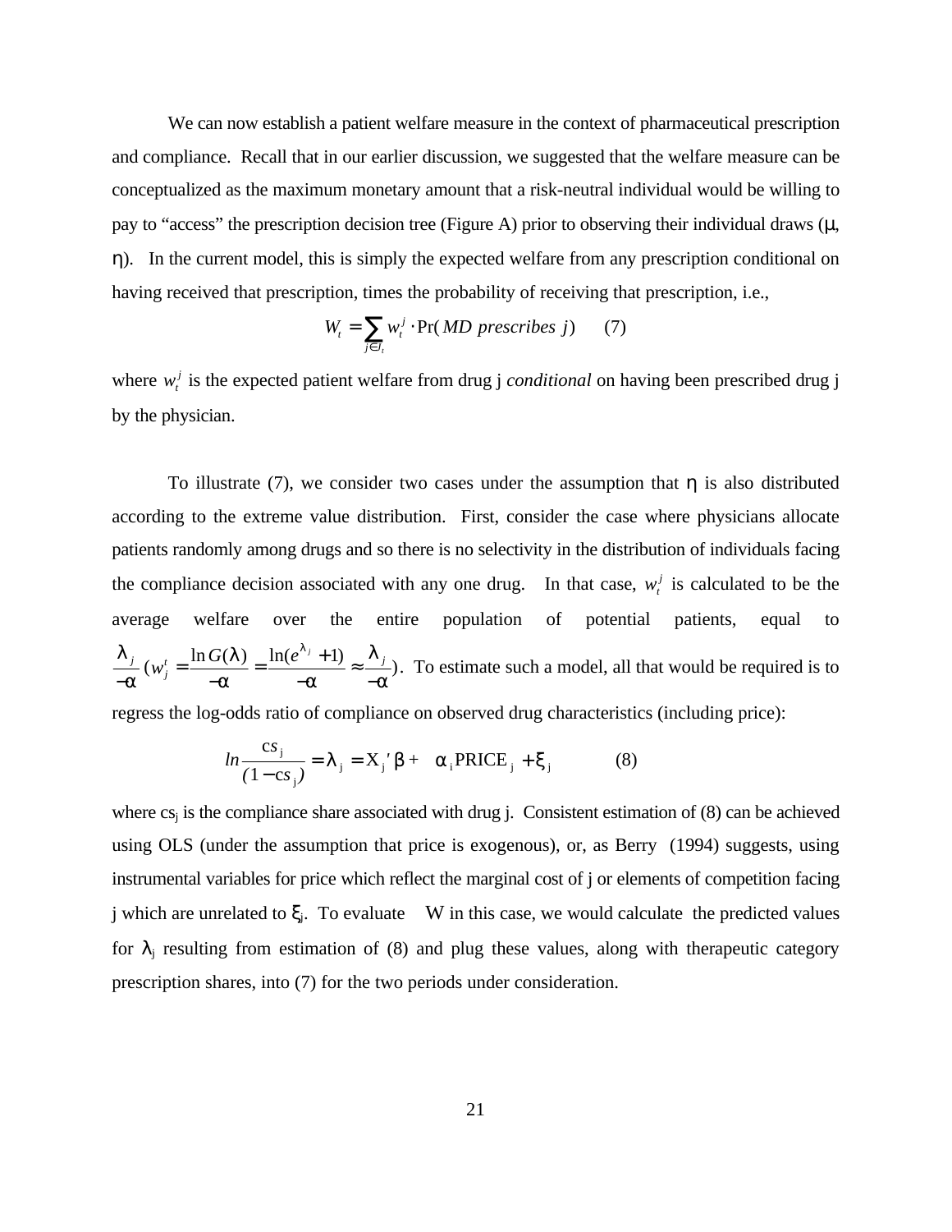We can now establish a patient welfare measure in the context of pharmaceutical prescription and compliance. Recall that in our earlier discussion, we suggested that the welfare measure can be conceptualized as the maximum monetary amount that a risk-neutral individual would be willing to pay to "access" the prescription decision tree (Figure A) prior to observing their individual draws ($\mu$, $\eta$). In the current model, this is simply the expected welfare from any prescription conditional on having received that prescription, times the probability of receiving that prescription, i.e.,

$$W_t = \sum_{j \in J_t} w_t^j \cdot \Pr(\mathit{MD\ prescribes\ j}) \qquad (7)$$

where $w_t^j$ is the expected patient welfare from drug j *conditional* on having been prescribed drug j by the physician.

To illustrate (7), we consider two cases under the assumption that $\eta$ is also distributed according to the extreme value distribution. First, consider the case where physicians allocate patients randomly among drugs and so there is no selectivity in the distribution of individuals facing the compliance decision associated with any one drug. In that case, $w_t^j$ is calculated to be the average welfare over the entire population of potential patients, equal to $\frac{\lambda_j}{-\alpha}$ $(w_j^t = \frac{\ln G(\lambda)}{-\alpha} = \frac{\ln(e^{\lambda_j}+1)}{-\alpha} \approx \frac{\lambda_j}{-\alpha})$. To estimate such a model, all that would be required is to regress the log-odds ratio of compliance on observed drug characteristics (including price):

$$ln \frac{cs_j}{(1 - cs_j)} = \lambda_j = X_j{}'\beta + \alpha_i PRICE_j + \xi_j \qquad (8)$$

where $cs_j$ is the compliance share associated with drug j. Consistent estimation of (8) can be achieved using OLS (under the assumption that price is exogenous), or, as Berry (1994) suggests, using instrumental variables for price which reflect the marginal cost of j or elements of competition facing j which are unrelated to $\xi_j$. To evaluate W in this case, we would calculate the predicted values for $\lambda_j$ resulting from estimation of (8) and plug these values, along with therapeutic category prescription shares, into (7) for the two periods under consideration.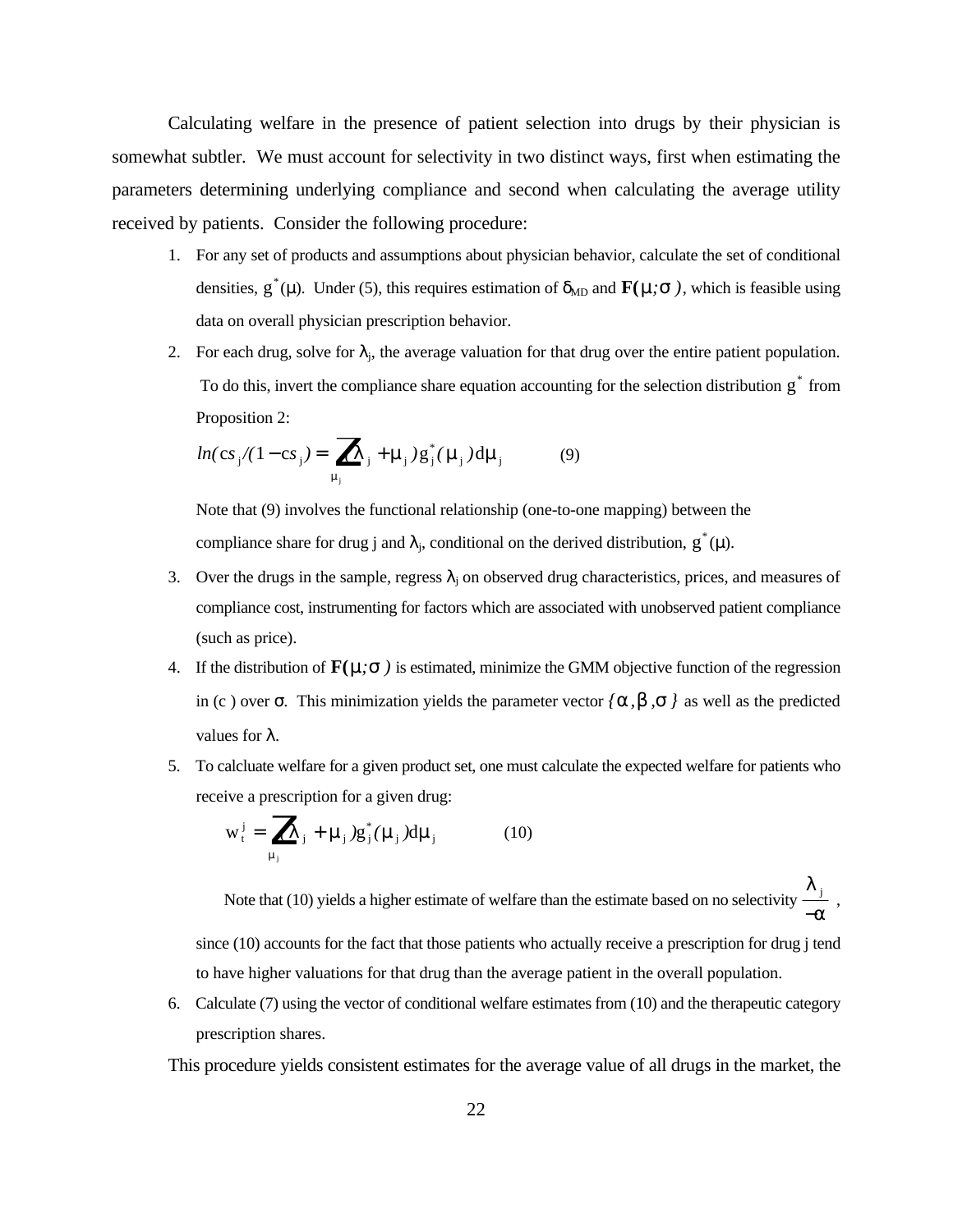Calculating welfare in the presence of patient selection into drugs by their physician is somewhat subtler. We must account for selectivity in two distinct ways, first when estimating the parameters determining underlying compliance and second when calculating the average utility received by patients. Consider the following procedure:

1. For any set of products and assumptions about physician behavior, calculate the set of conditional densities, $g^*(\mu)$. Under (5), this requires estimation of $\delta_{MD}$ and $\mathbf{F}(\mu;\sigma)$, which is feasible using data on overall physician prescription behavior.

2. For each drug, solve for $\lambda_j$, the average valuation for that drug over the entire patient population. To do this, invert the compliance share equation accounting for the selection distribution $g^*$ from Proposition 2:

   $$ln(cs_j/(1-cs_j)) = \int_{\mu_j} (\lambda_j + \mu_j) g_j^*(\mu_j) d\mu_j \qquad (9)$$

   Note that (9) involves the functional relationship (one-to-one mapping) between the compliance share for drug j and $\lambda_j$, conditional on the derived distribution, $g^*(\mu)$.

3. Over the drugs in the sample, regress $\lambda_j$ on observed drug characteristics, prices, and measures of compliance cost, instrumenting for factors which are associated with unobserved patient compliance (such as price).

4. If the distribution of $\mathbf{F}(\mu;\sigma)$ is estimated, minimize the GMM objective function of the regression in (c ) over $\sigma$. This minimization yields the parameter vector $\{\alpha, \beta, \sigma\}$ as well as the predicted values for $\lambda$.

5. To calcluate welfare for a given product set, one must calculate the expected welfare for patients who receive a prescription for a given drug:

   $$w_t^j = \int_{\mu_j} (\lambda_j + \mu_j) g_j^*(\mu_j) d\mu_j \qquad (10)$$

   Note that (10) yields a higher estimate of welfare than the estimate based on no selectivity $\frac{\lambda_j}{-\alpha}$, since (10) accounts for the fact that those patients who actually receive a prescription for drug j tend to have higher valuations for that drug than the average patient in the overall population.

6. Calculate (7) using the vector of conditional welfare estimates from (10) and the therapeutic category prescription shares.

This procedure yields consistent estimates for the average value of all drugs in the market, the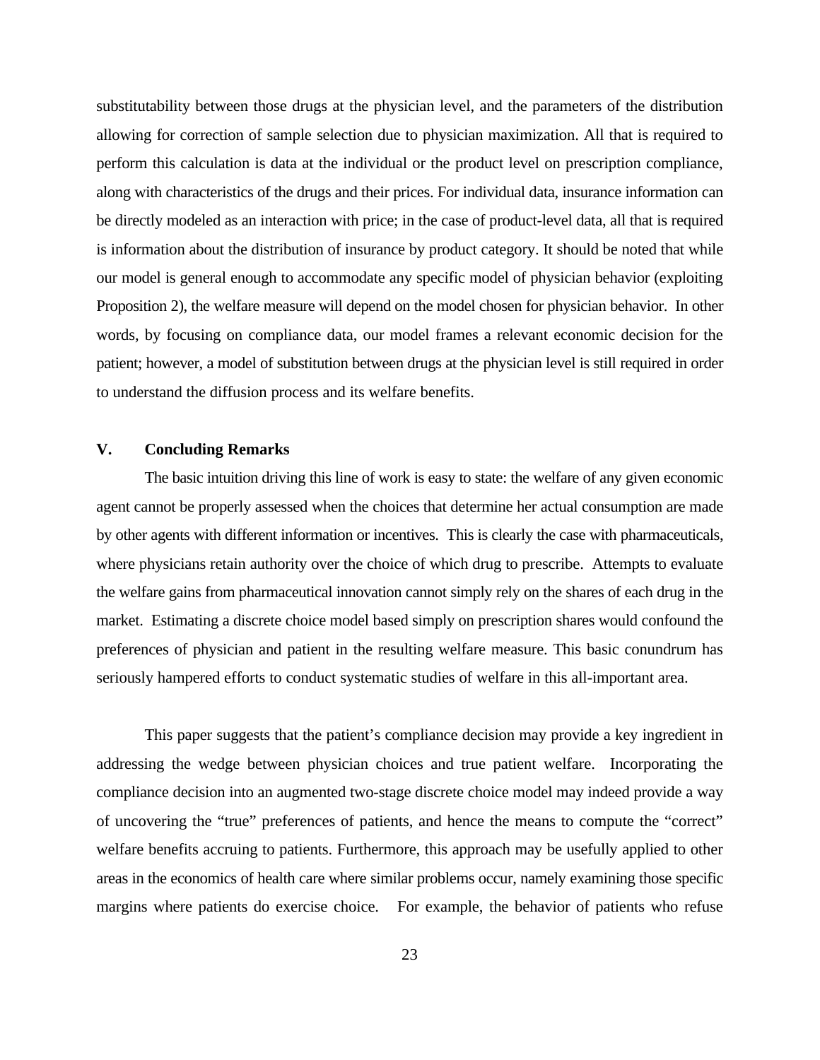substitutability between those drugs at the physician level, and the parameters of the distribution allowing for correction of sample selection due to physician maximization. All that is required to perform this calculation is data at the individual or the product level on prescription compliance, along with characteristics of the drugs and their prices. For individual data, insurance information can be directly modeled as an interaction with price; in the case of product-level data, all that is required is information about the distribution of insurance by product category. It should be noted that while our model is general enough to accommodate any specific model of physician behavior (exploiting Proposition 2), the welfare measure will depend on the model chosen for physician behavior. In other words, by focusing on compliance data, our model frames a relevant economic decision for the patient; however, a model of substitution between drugs at the physician level is still required in order to understand the diffusion process and its welfare benefits.

## V. Concluding Remarks

The basic intuition driving this line of work is easy to state: the welfare of any given economic agent cannot be properly assessed when the choices that determine her actual consumption are made by other agents with different information or incentives. This is clearly the case with pharmaceuticals, where physicians retain authority over the choice of which drug to prescribe. Attempts to evaluate the welfare gains from pharmaceutical innovation cannot simply rely on the shares of each drug in the market. Estimating a discrete choice model based simply on prescription shares would confound the preferences of physician and patient in the resulting welfare measure. This basic conundrum has seriously hampered efforts to conduct systematic studies of welfare in this all-important area.

This paper suggests that the patient's compliance decision may provide a key ingredient in addressing the wedge between physician choices and true patient welfare. Incorporating the compliance decision into an augmented two-stage discrete choice model may indeed provide a way of uncovering the "true" preferences of patients, and hence the means to compute the "correct" welfare benefits accruing to patients. Furthermore, this approach may be usefully applied to other areas in the economics of health care where similar problems occur, namely examining those specific margins where patients do exercise choice. For example, the behavior of patients who refuse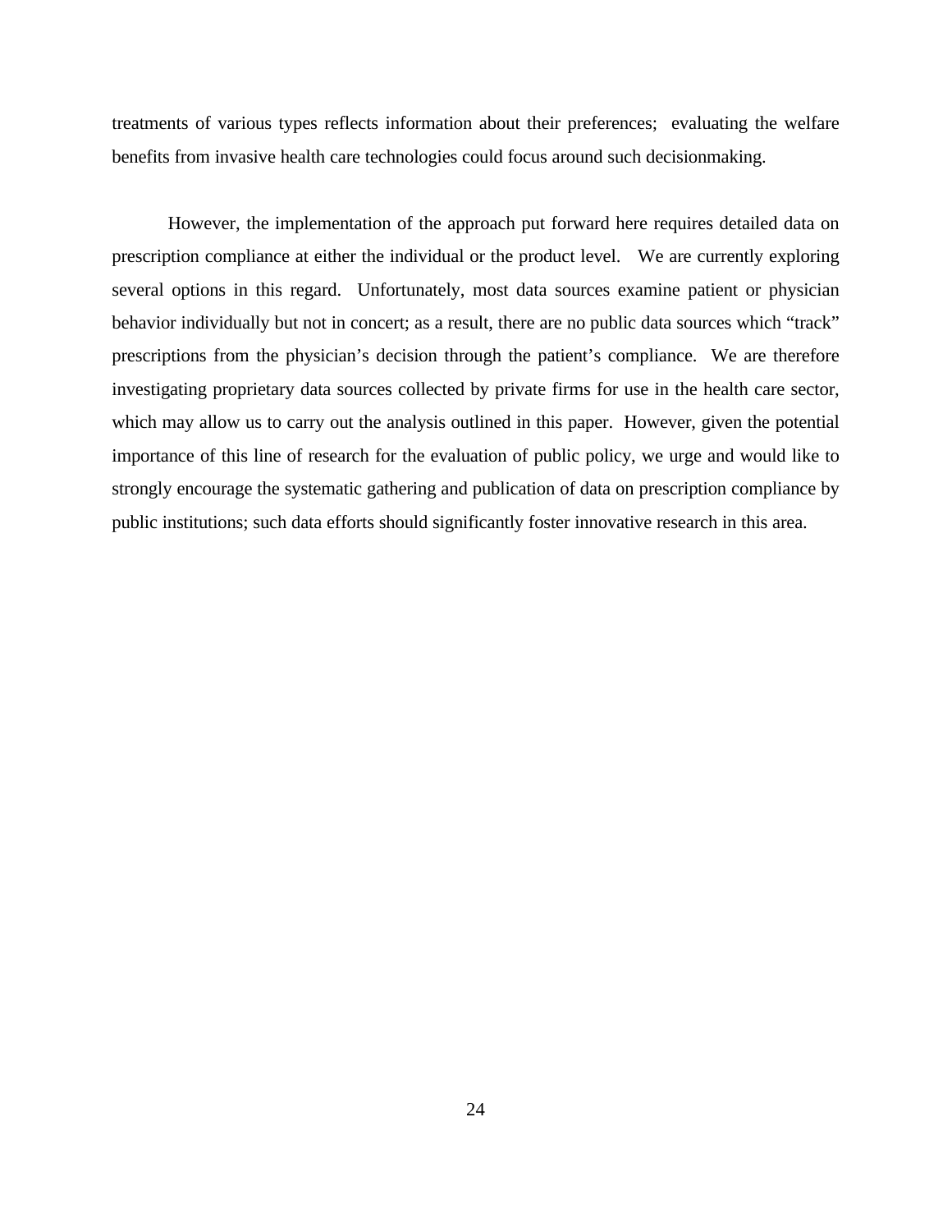treatments of various types reflects information about their preferences; evaluating the welfare benefits from invasive health care technologies could focus around such decisionmaking.

However, the implementation of the approach put forward here requires detailed data on prescription compliance at either the individual or the product level. We are currently exploring several options in this regard. Unfortunately, most data sources examine patient or physician behavior individually but not in concert; as a result, there are no public data sources which "track" prescriptions from the physician's decision through the patient's compliance. We are therefore investigating proprietary data sources collected by private firms for use in the health care sector, which may allow us to carry out the analysis outlined in this paper. However, given the potential importance of this line of research for the evaluation of public policy, we urge and would like to strongly encourage the systematic gathering and publication of data on prescription compliance by public institutions; such data efforts should significantly foster innovative research in this area.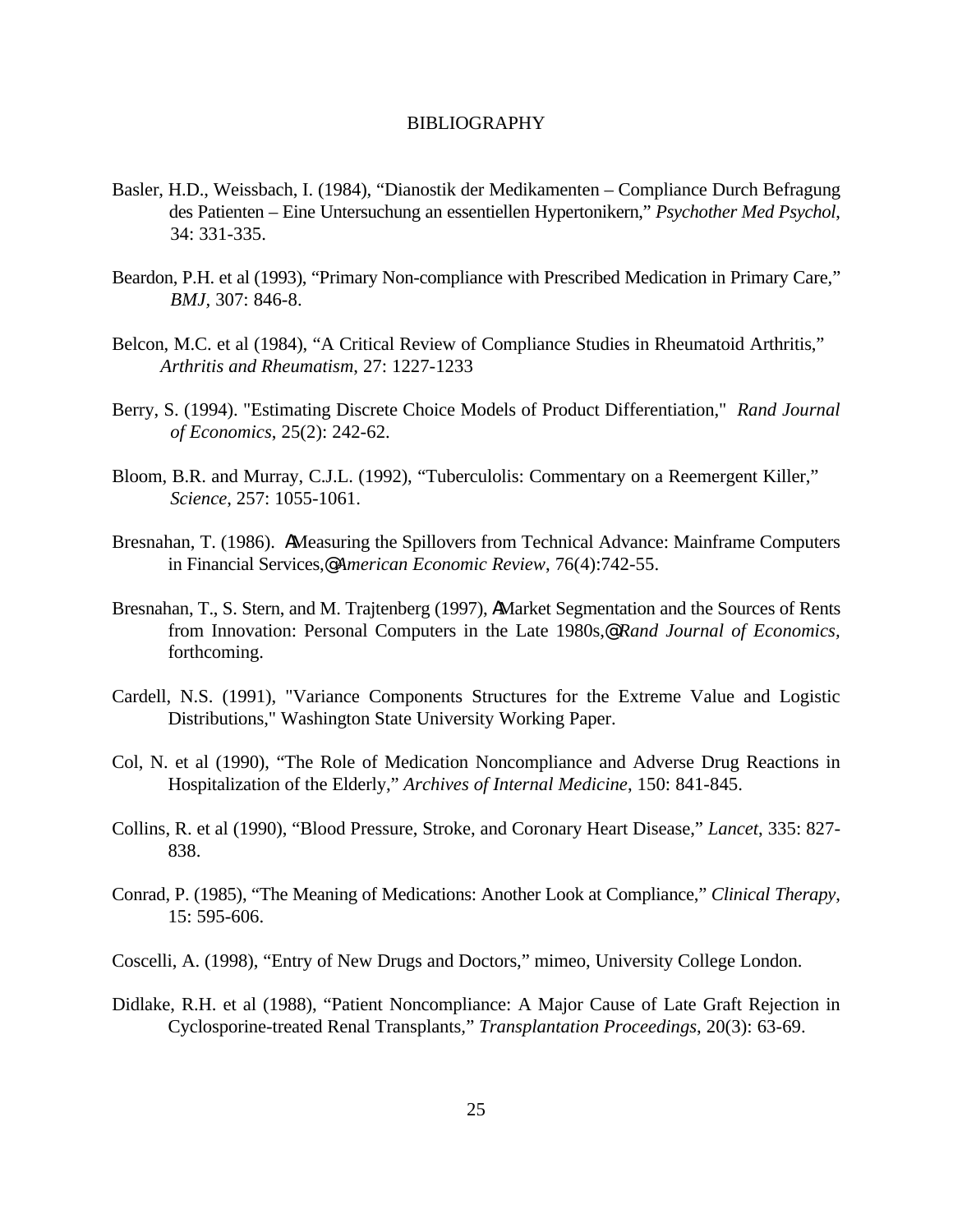# BIBLIOGRAPHY

Basler, H.D., Weissbach, I. (1984), "Dianostik der Medikamenten – Compliance Durch Befragung des Patienten – Eine Untersuchung an essentiellen Hypertonikern," *Psychother Med Psychol*, 34: 331-335.

Beardon, P.H. et al (1993), "Primary Non-compliance with Prescribed Medication in Primary Care," *BMJ*, 307: 846-8.

Belcon, M.C. et al (1984), "A Critical Review of Compliance Studies in Rheumatoid Arthritis," *Arthritis and Rheumatism*, 27: 1227-1233

Berry, S. (1994). "Estimating Discrete Choice Models of Product Differentiation," *Rand Journal of Economics*, 25(2): 242-62.

Bloom, B.R. and Murray, C.J.L. (1992), "Tuberculolis: Commentary on a Reemergent Killer," *Science*, 257: 1055-1061.

Bresnahan, T. (1986). AMeasuring the Spillovers from Technical Advance: Mainframe Computers in Financial Services,@ *American Economic Review*, 76(4):742-55.

Bresnahan, T., S. Stern, and M. Trajtenberg (1997), AMarket Segmentation and the Sources of Rents from Innovation: Personal Computers in the Late 1980s,@ *Rand Journal of Economics*, forthcoming.

Cardell, N.S. (1991), "Variance Components Structures for the Extreme Value and Logistic Distributions," Washington State University Working Paper.

Col, N. et al (1990), "The Role of Medication Noncompliance and Adverse Drug Reactions in Hospitalization of the Elderly," *Archives of Internal Medicine*, 150: 841-845.

Collins, R. et al (1990), "Blood Pressure, Stroke, and Coronary Heart Disease," *Lancet*, 335: 827-838.

Conrad, P. (1985), "The Meaning of Medications: Another Look at Compliance," *Clinical Therapy*, 15: 595-606.

Coscelli, A. (1998), "Entry of New Drugs and Doctors," mimeo, University College London.

Didlake, R.H. et al (1988), "Patient Noncompliance: A Major Cause of Late Graft Rejection in Cyclosporine-treated Renal Transplants," *Transplantation Proceedings*, 20(3): 63-69.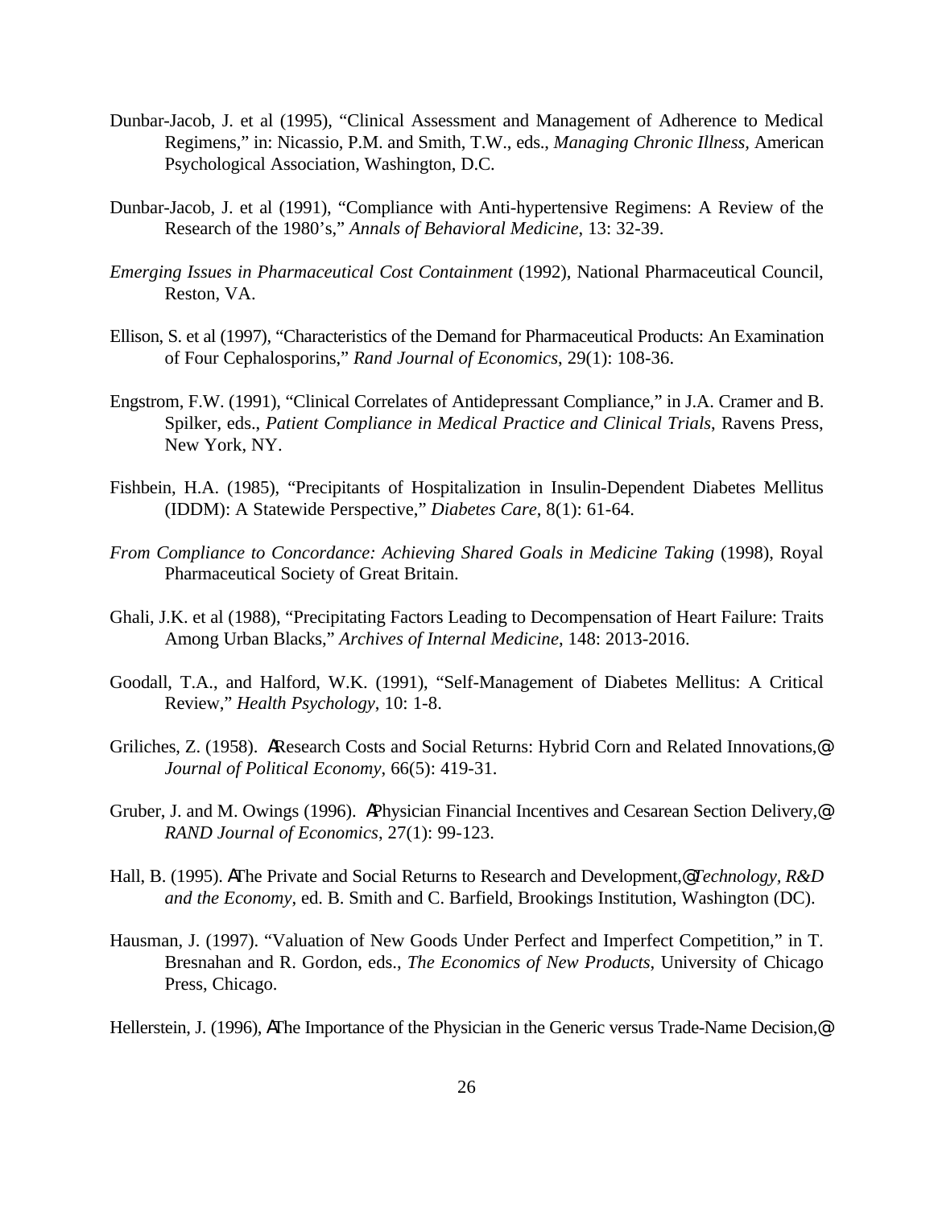Dunbar-Jacob, J. et al (1995), “Clinical Assessment and Management of Adherence to Medical Regimens,” in: Nicassio, P.M. and Smith, T.W., eds., *Managing Chronic Illness*, American Psychological Association, Washington, D.C.

Dunbar-Jacob, J. et al (1991), “Compliance with Anti-hypertensive Regimens: A Review of the Research of the 1980’s,” *Annals of Behavioral Medicine*, 13: 32-39.

*Emerging Issues in Pharmaceutical Cost Containment* (1992), National Pharmaceutical Council, Reston, VA.

Ellison, S. et al (1997), “Characteristics of the Demand for Pharmaceutical Products: An Examination of Four Cephalosporins,” *Rand Journal of Economics*, 29(1): 108-36.

Engstrom, F.W. (1991), “Clinical Correlates of Antidepressant Compliance,” in J.A. Cramer and B. Spilker, eds., *Patient Compliance in Medical Practice and Clinical Trials*, Ravens Press, New York, NY.

Fishbein, H.A. (1985), “Precipitants of Hospitalization in Insulin-Dependent Diabetes Mellitus (IDDM): A Statewide Perspective,” *Diabetes Care*, 8(1): 61-64.

*From Compliance to Concordance: Achieving Shared Goals in Medicine Taking* (1998), Royal Pharmaceutical Society of Great Britain.

Ghali, J.K. et al (1988), “Precipitating Factors Leading to Decompensation of Heart Failure: Traits Among Urban Blacks,” *Archives of Internal Medicine*, 148: 2013-2016.

Goodall, T.A., and Halford, W.K. (1991), “Self-Management of Diabetes Mellitus: A Critical Review,” *Health Psychology*, 10: 1-8.

Griliches, Z. (1958). ΑResearch Costs and Social Returns: Hybrid Corn and Related Innovations,@ *Journal of Political Economy*, 66(5): 419-31.

Gruber, J. and M. Owings (1996). ΑPhysician Financial Incentives and Cesarean Section Delivery,@ *RAND Journal of Economics*, 27(1): 99-123.

Hall, B. (1995). ΑThe Private and Social Returns to Research and Development,@ *Technology, R&D and the Economy*, ed. B. Smith and C. Barfield, Brookings Institution, Washington (DC).

Hausman, J. (1997). “Valuation of New Goods Under Perfect and Imperfect Competition,” in T. Bresnahan and R. Gordon, eds., *The Economics of New Products*, University of Chicago Press, Chicago.

Hellerstein, J. (1996), ΑThe Importance of the Physician in the Generic versus Trade-Name Decision,@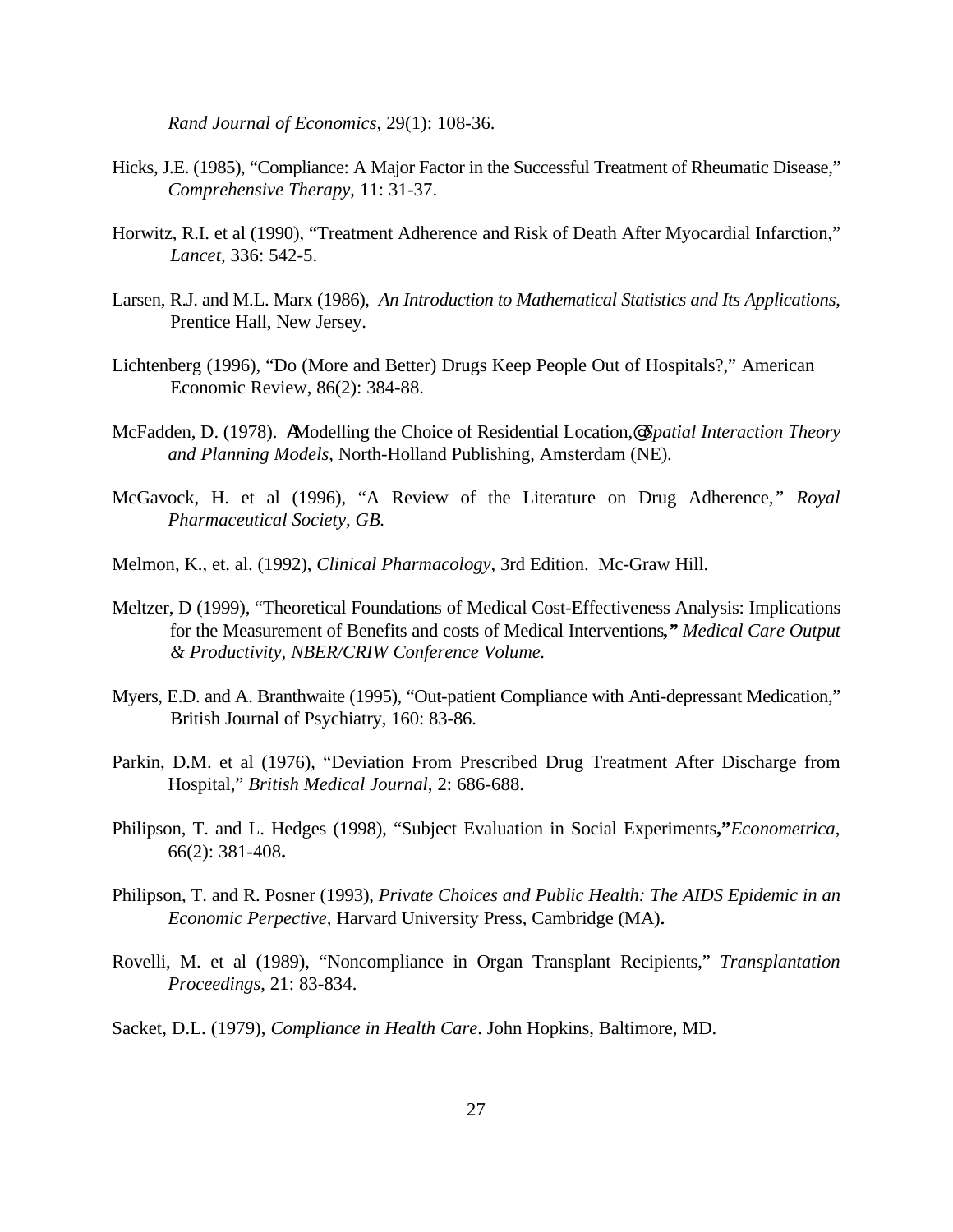*Rand Journal of Economics*, 29(1): 108-36.

Hicks, J.E. (1985), "Compliance: A Major Factor in the Successful Treatment of Rheumatic Disease," *Comprehensive Therapy*, 11: 31-37.

Horwitz, R.I. et al (1990), "Treatment Adherence and Risk of Death After Myocardial Infarction," *Lancet*, 336: 542-5.

Larsen, R.J. and M.L. Marx (1986), *An Introduction to Mathematical Statistics and Its Applications*, Prentice Hall, New Jersey.

Lichtenberg (1996), "Do (More and Better) Drugs Keep People Out of Hospitals?," American Economic Review, 86(2): 384-88.

McFadden, D. (1978). AModelling the Choice of Residential Location,@ *Spatial Interaction Theory and Planning Models*, North-Holland Publishing, Amsterdam (NE).

McGavock, H. et al (1996), "A Review of the Literature on Drug Adherence," *Royal Pharmaceutical Society, GB.*

Melmon, K., et. al. (1992), *Clinical Pharmacology*, 3rd Edition. Mc-Graw Hill.

Meltzer, D (1999), "Theoretical Foundations of Medical Cost-Effectiveness Analysis: Implications for the Measurement of Benefits and costs of Medical Interventions**,"** *Medical Care Output & Productivity, NBER/CRIW Conference Volume.*

Myers, E.D. and A. Branthwaite (1995), "Out-patient Compliance with Anti-depressant Medication," British Journal of Psychiatry, 160: 83-86.

Parkin, D.M. et al (1976), "Deviation From Prescribed Drug Treatment After Discharge from Hospital," *British Medical Journal*, 2: 686-688.

Philipson, T. and L. Hedges (1998), "Subject Evaluation in Social Experiments**,"***Econometrica*, 66(2): 381-408**.**

Philipson, T. and R. Posner (1993), *Private Choices and Public Health: The AIDS Epidemic in an Economic Perpective,* Harvard University Press, Cambridge (MA)**.**

Rovelli, M. et al (1989), "Noncompliance in Organ Transplant Recipients," *Transplantation Proceedings*, 21: 83-834.

Sacket, D.L. (1979), *Compliance in Health Care*. John Hopkins, Baltimore, MD.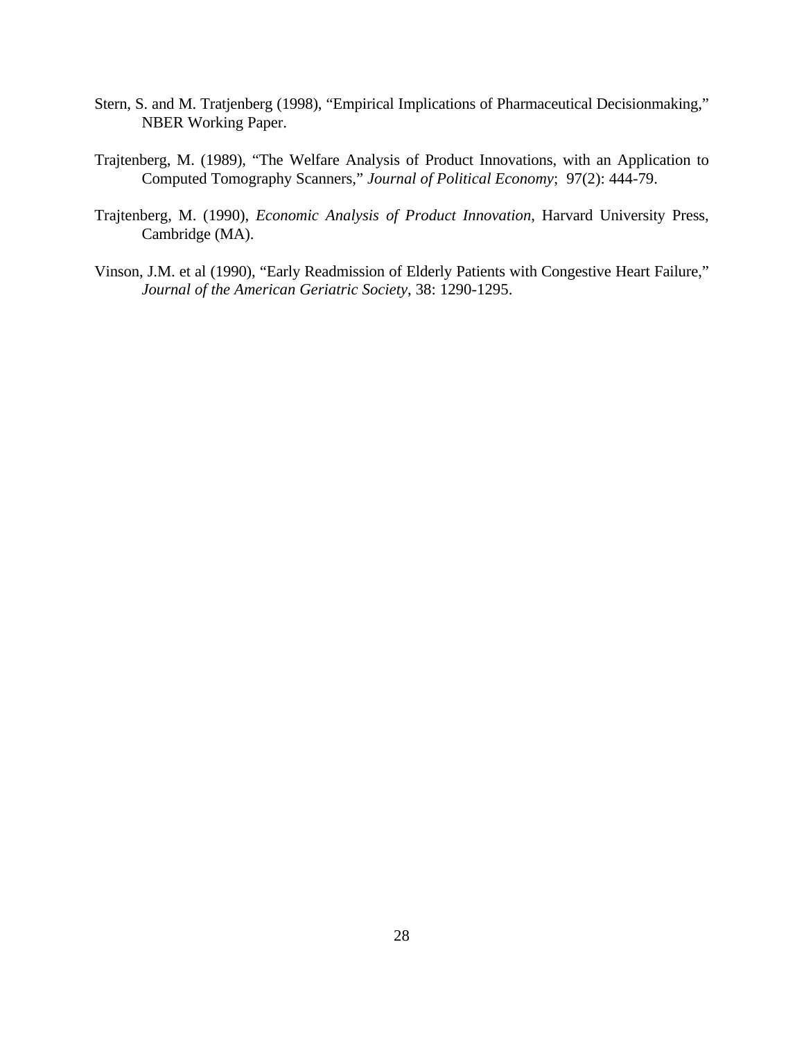Stern, S. and M. Tratjenberg (1998), “Empirical Implications of Pharmaceutical Decisionmaking,” NBER Working Paper.

Trajtenberg, M. (1989), “The Welfare Analysis of Product Innovations, with an Application to Computed Tomography Scanners,” *Journal of Political Economy*; 97(2): 444-79.

Trajtenberg, M. (1990), *Economic Analysis of Product Innovation*, Harvard University Press, Cambridge (MA).

Vinson, J.M. et al (1990), “Early Readmission of Elderly Patients with Congestive Heart Failure,” *Journal of the American Geriatric Society*, 38: 1290-1295.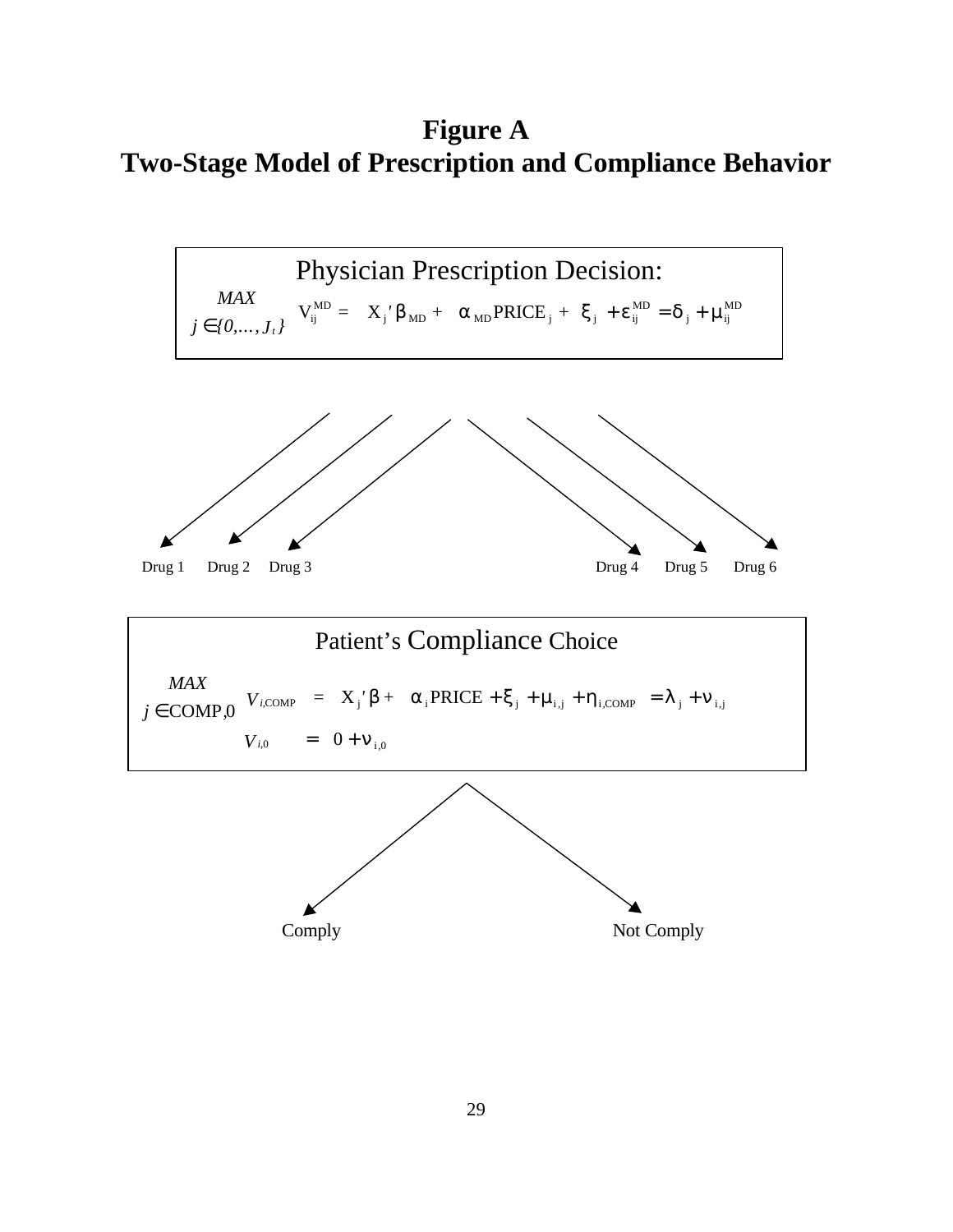# Figure A
# Two-Stage Model of Prescription and Compliance Behavior

Physician Prescription Decision:

$$\underset{j \in \{0,\ldots,J_t\}}{MAX} \quad V_{ij}^{MD} = X_j'\beta_{MD} + \alpha_{MD}PRICE_j + \xi_j + \varepsilon_{ij}^{MD} = \delta_j + \mu_{ij}^{MD}$$

Drug 1 Drug 2 Drug 3 Drug 4 Drug 5 Drug 6

Patient's Compliance Choice

$$\underset{j \in COMP,0}{MAX} \quad V_{i,COMP} = X_j'\beta + \alpha_i PRICE + \xi_j + \mu_{i,j} + \eta_{i,COMP} = \lambda_j + \nu_{i,j}$$

$$V_{i,0} = 0 + \nu_{i,0}$$

Comply Not Comply